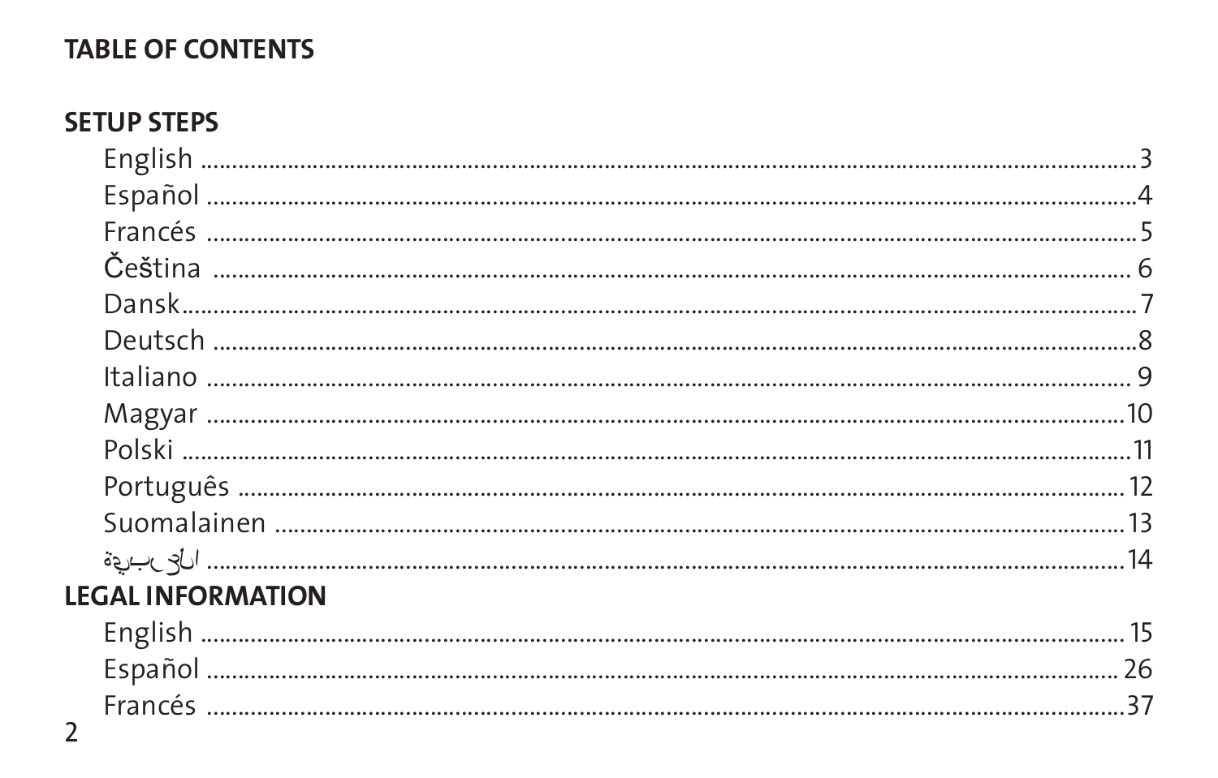# TABLE OF CONTENTS

## SETUP STEPS

- English ........ 3
- Español ........ 4
- Francés ........ 5
- Čeština ........ 6
- Dansk ........ 7
- Deutsch ........ 8
- Italiano ........ 9
- Magyar ........ 10
- Polski ........ 11
- Português ........ 12
- Suomalainen ........ 13
- العربية ........ 14

## LEGAL INFORMATION

- English ........ 15
- Español ........ 26
- Francés ........ 37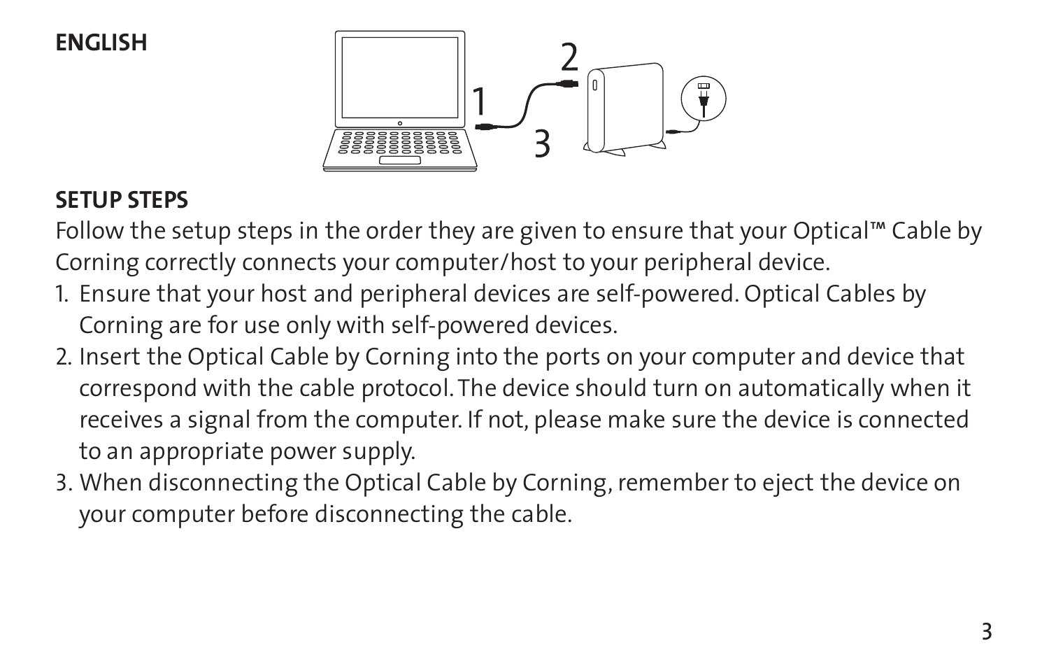**ENGLISH**

## SETUP STEPS

Follow the setup steps in the order they are given to ensure that your Optical™ Cable by Corning correctly connects your computer/host to your peripheral device.

1. Ensure that your host and peripheral devices are self-powered. Optical Cables by Corning are for use only with self-powered devices.
2. Insert the Optical Cable by Corning into the ports on your computer and device that correspond with the cable protocol. The device should turn on automatically when it receives a signal from the computer. If not, please make sure the device is connected to an appropriate power supply.
3. When disconnecting the Optical Cable by Corning, remember to eject the device on your computer before disconnecting the cable.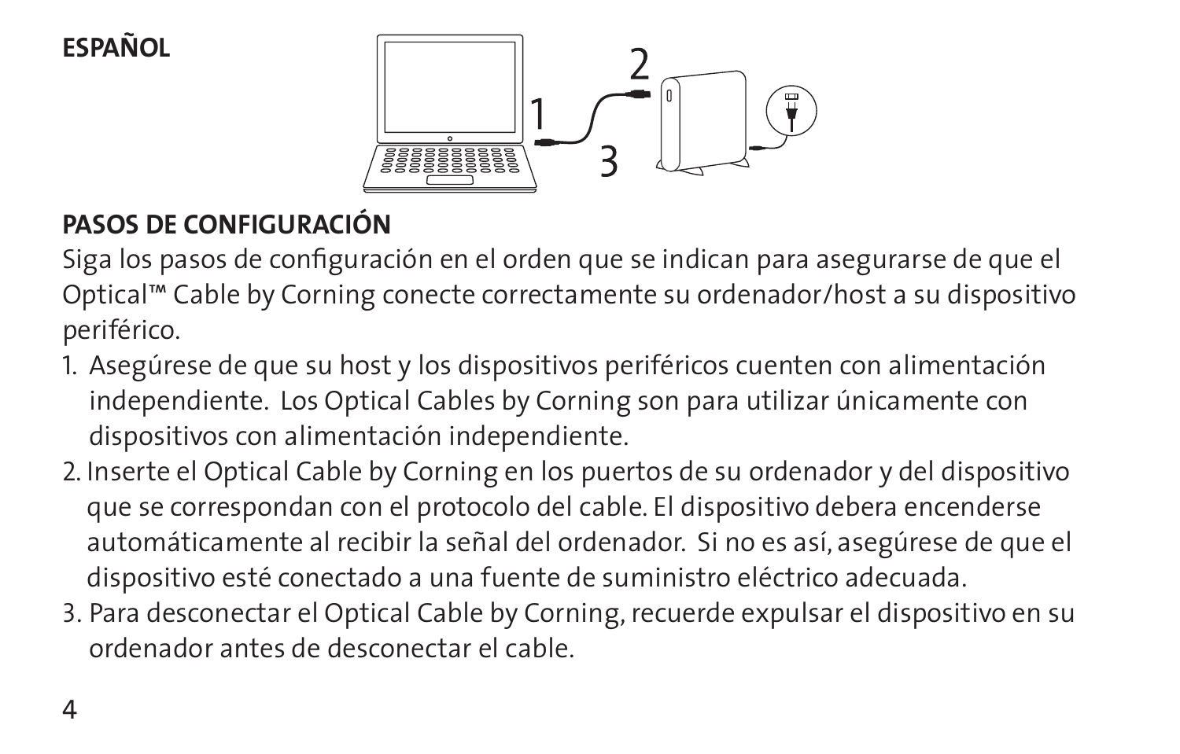**ESPAÑOL**

## PASOS DE CONFIGURACIÓN

Siga los pasos de configuración en el orden que se indican para asegurarse de que el Optical™ Cable by Corning conecte correctamente su ordenador/host a su dispositivo periférico.

1. Asegúrese de que su host y los dispositivos periféricos cuenten con alimentación independiente. Los Optical Cables by Corning son para utilizar únicamente con dispositivos con alimentación independiente.
2. Inserte el Optical Cable by Corning en los puertos de su ordenador y del dispositivo que se correspondan con el protocolo del cable. El dispositivo debera encenderse automáticamente al recibir la señal del ordenador. Si no es así, asegúrese de que el dispositivo esté conectado a una fuente de suministro eléctrico adecuada.
3. Para desconectar el Optical Cable by Corning, recuerde expulsar el dispositivo en su ordenador antes de desconectar el cable.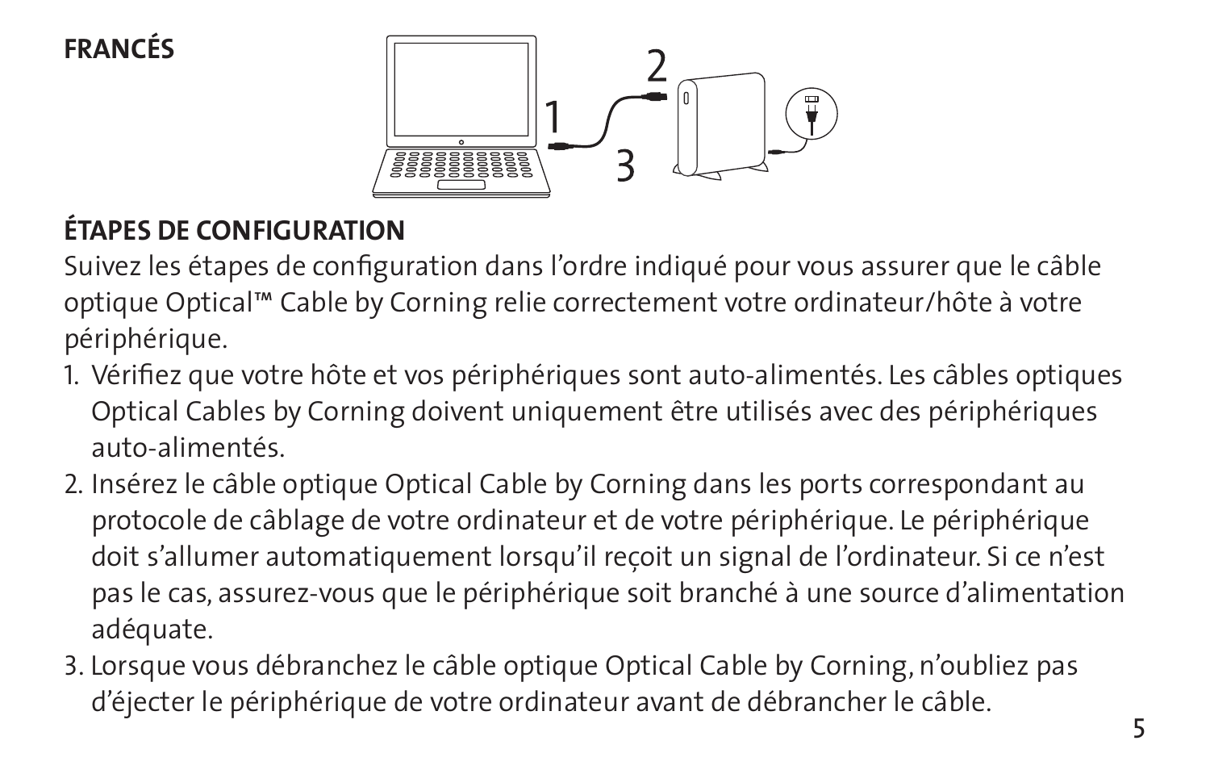**FRANCÉS**

## ÉTAPES DE CONFIGURATION

Suivez les étapes de configuration dans l'ordre indiqué pour vous assurer que le câble optique Optical™ Cable by Corning relie correctement votre ordinateur/hôte à votre périphérique.

1. Vérifiez que votre hôte et vos périphériques sont auto-alimentés. Les câbles optiques Optical Cables by Corning doivent uniquement être utilisés avec des périphériques auto-alimentés.
2. Insérez le câble optique Optical Cable by Corning dans les ports correspondant au protocole de câblage de votre ordinateur et de votre périphérique. Le périphérique doit s'allumer automatiquement lorsqu'il reçoit un signal de l'ordinateur. Si ce n'est pas le cas, assurez-vous que le périphérique soit branché à une source d'alimentation adéquate.
3. Lorsque vous débranchez le câble optique Optical Cable by Corning, n'oubliez pas d'éjecter le périphérique de votre ordinateur avant de débrancher le câble.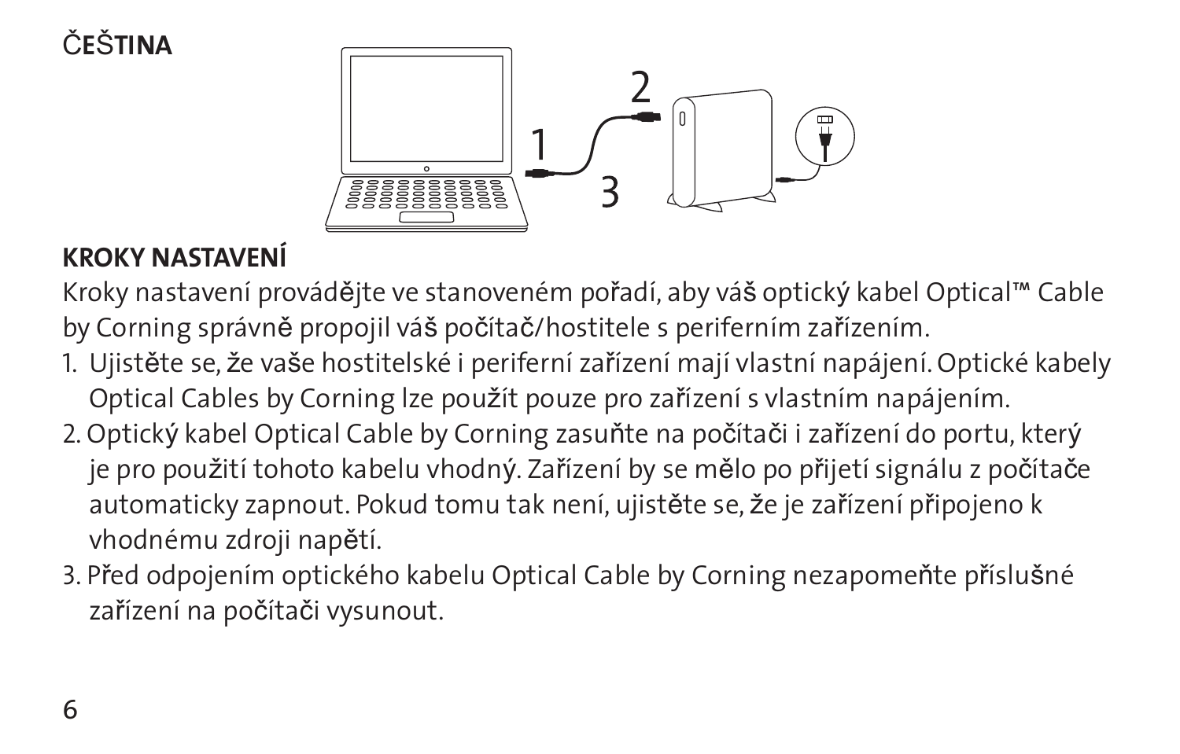ČEŠTINA

## KROKY NASTAVENÍ

Kroky nastavení provádějte ve stanoveném pořadí, aby váš optický kabel Optical™ Cable by Corning správně propojil váš počítač/hostitele s periferním zařízením.

1. Ujistěte se, že vaše hostitelské i periferní zařízení mají vlastní napájení. Optické kabely Optical Cables by Corning lze použít pouze pro zařízení s vlastním napájením.
2. Optický kabel Optical Cable by Corning zasuňte na počítači i zařízení do portu, který je pro použití tohoto kabelu vhodný. Zařízení by se mělo po přijetí signálu z počítače automaticky zapnout. Pokud tomu tak není, ujistěte se, že je zařízení připojeno k vhodnému zdroji napětí.
3. Před odpojením optického kabelu Optical Cable by Corning nezapomeňte příslušné zařízení na počítači vysunout.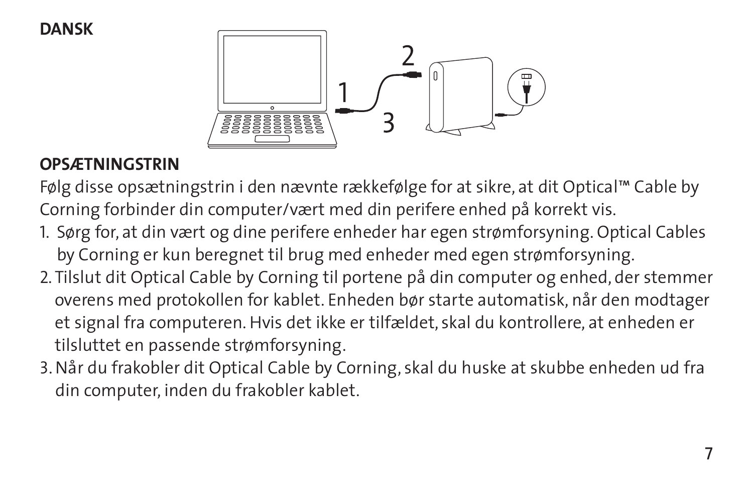**DANSK**

**OPSÆTNINGSTRIN**

Følg disse opsætningstrin i den nævnte rækkefølge for at sikre, at dit Optical™ Cable by Corning forbinder din computer/vært med din perifere enhed på korrekt vis.

1. Sørg for, at din vært og dine perifere enheder har egen strømforsyning. Optical Cables by Corning er kun beregnet til brug med enheder med egen strømforsyning.
2. Tilslut dit Optical Cable by Corning til portene på din computer og enhed, der stemmer overens med protokollen for kablet. Enheden bør starte automatisk, når den modtager et signal fra computeren. Hvis det ikke er tilfældet, skal du kontrollere, at enheden er tilsluttet en passende strømforsyning.
3. Når du frakobler dit Optical Cable by Corning, skal du huske at skubbe enheden ud fra din computer, inden du frakobler kablet.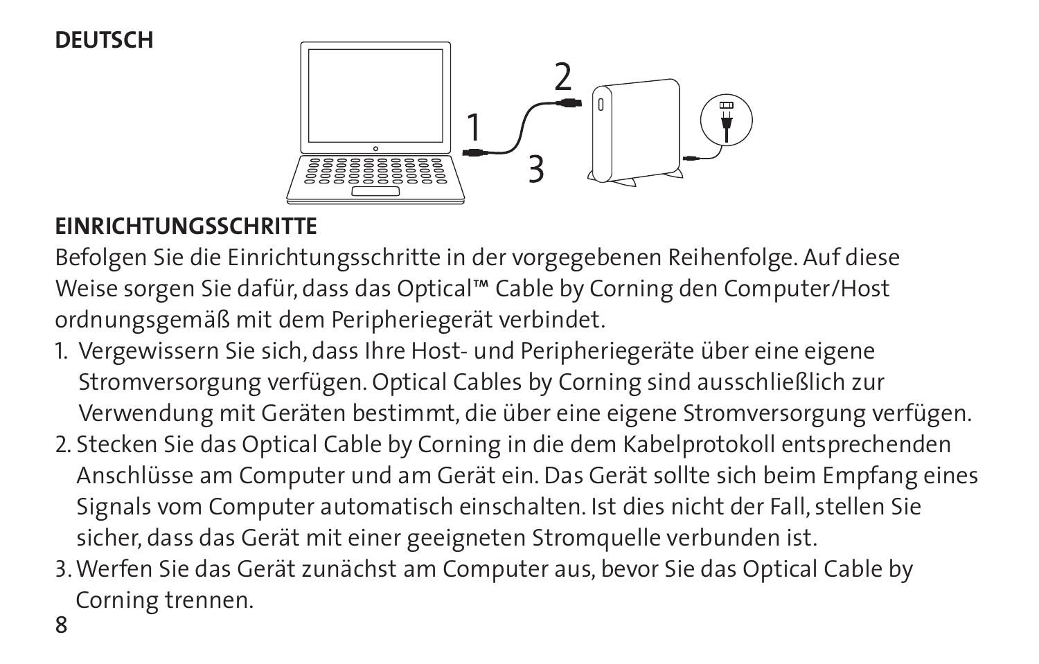**DEUTSCH**

## EINRICHTUNGSSCHRITTE

Befolgen Sie die Einrichtungsschritte in der vorgegebenen Reihenfolge. Auf diese Weise sorgen Sie dafür, dass das Optical™ Cable by Corning den Computer/Host ordnungsgemäß mit dem Peripheriegerät verbindet.

1. Vergewissern Sie sich, dass Ihre Host- und Peripheriegeräte über eine eigene Stromversorgung verfügen. Optical Cables by Corning sind ausschließlich zur Verwendung mit Geräten bestimmt, die über eine eigene Stromversorgung verfügen.
2. Stecken Sie das Optical Cable by Corning in die dem Kabelprotokoll entsprechenden Anschlüsse am Computer und am Gerät ein. Das Gerät sollte sich beim Empfang eines Signals vom Computer automatisch einschalten. Ist dies nicht der Fall, stellen Sie sicher, dass das Gerät mit einer geeigneten Stromquelle verbunden ist.
3. Werfen Sie das Gerät zunächst am Computer aus, bevor Sie das Optical Cable by Corning trennen.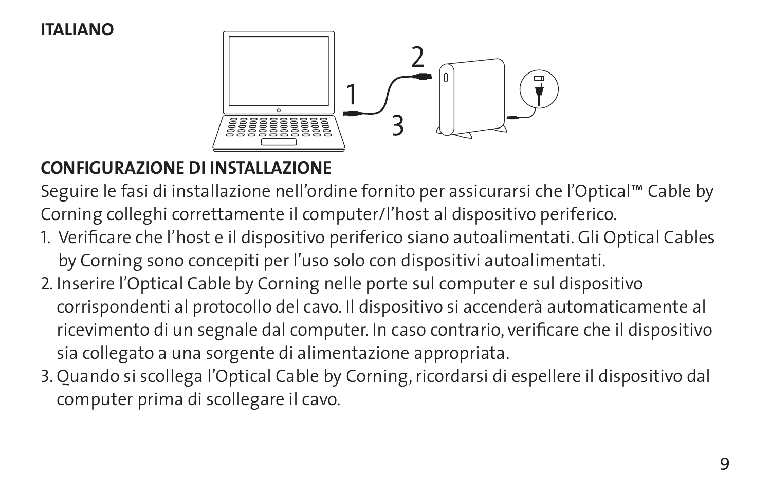**ITALIANO**

## CONFIGURAZIONE DI INSTALLAZIONE

Seguire le fasi di installazione nell'ordine fornito per assicurarsi che l'Optical™ Cable by Corning colleghi correttamente il computer/l'host al dispositivo periferico.

1. Verificare che l'host e il dispositivo periferico siano autoalimentati. Gli Optical Cables by Corning sono concepiti per l'uso solo con dispositivi autoalimentati.
2. Inserire l'Optical Cable by Corning nelle porte sul computer e sul dispositivo corrispondenti al protocollo del cavo. Il dispositivo si accenderà automaticamente al ricevimento di un segnale dal computer. In caso contrario, verificare che il dispositivo sia collegato a una sorgente di alimentazione appropriata.
3. Quando si scollega l'Optical Cable by Corning, ricordarsi di espellere il dispositivo dal computer prima di scollegare il cavo.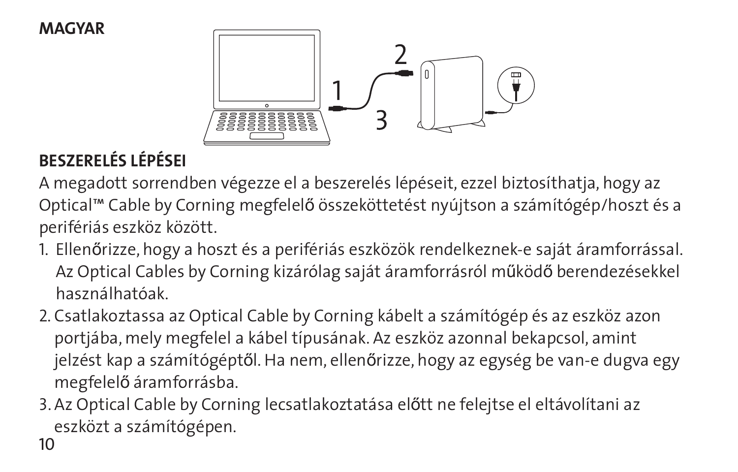MAGYAR

## BESZERELÉS LÉPÉSEI

A megadott sorrendben végezze el a beszerelés lépéseit, ezzel biztosíthatja, hogy az Optical™ Cable by Corning megfelelő összeköttetést nyújtson a számítógép/hoszt és a perifériás eszköz között.

1. Ellenőrizze, hogy a hoszt és a perifériás eszközök rendelkeznek-e saját áramforrással. Az Optical Cables by Corning kizárólag saját áramforrásról működő berendezésekkel használhatóak.
2. Csatlakoztassa az Optical Cable by Corning kábelt a számítógép és az eszköz azon portjába, mely megfelel a kábel típusának. Az eszköz azonnal bekapcsol, amint jelzést kap a számítógéptől. Ha nem, ellenőrizze, hogy az egység be van-e dugva egy megfelelő áramforrásba.
3. Az Optical Cable by Corning lecsatlakoztatása előtt ne felejtse el eltávolítani az eszközt a számítógépen.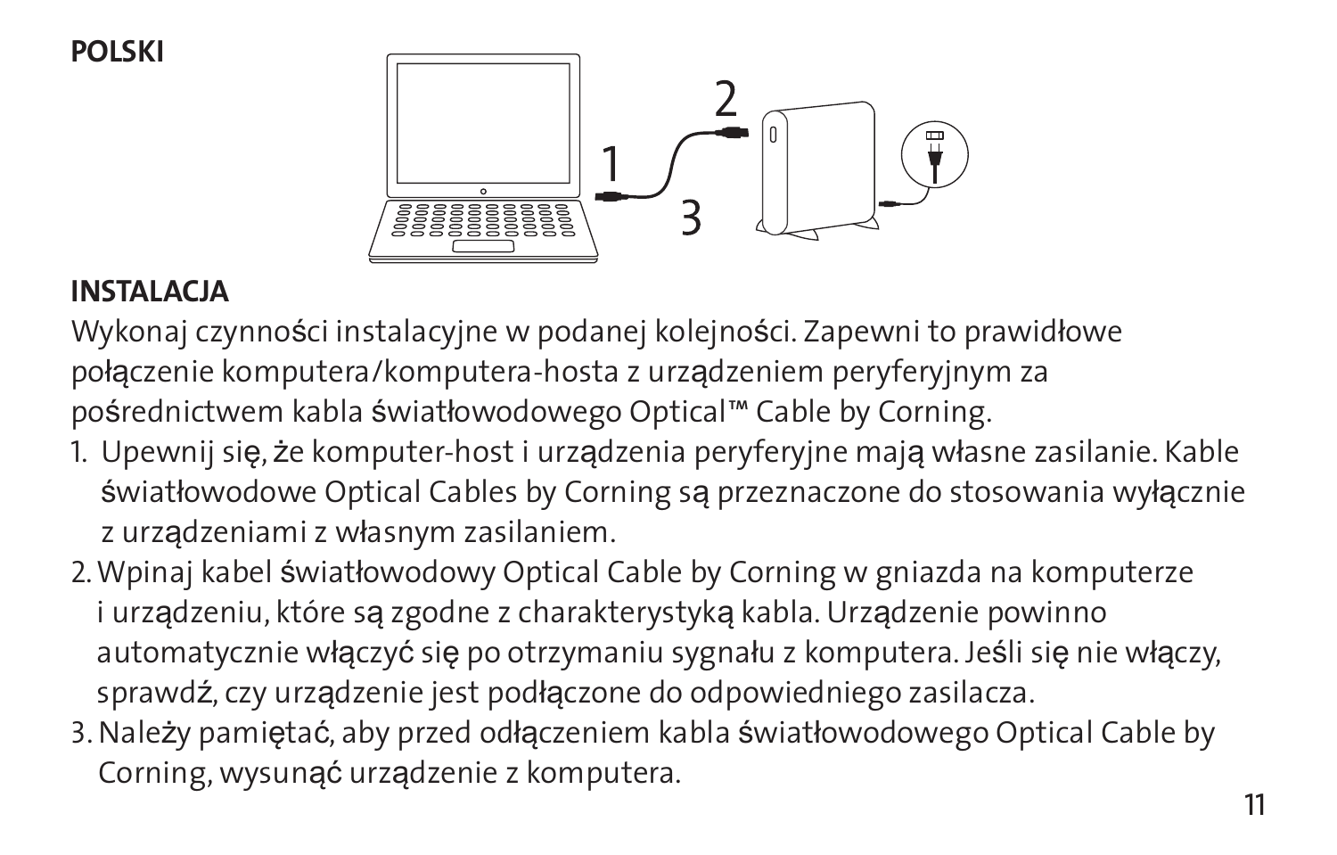**POLSKI**

## INSTALACJA

Wykonaj czynności instalacyjne w podanej kolejności. Zapewni to prawidłowe połączenie komputera/komputera-hosta z urządzeniem peryferyjnym za pośrednictwem kabla światłowodowego Optical™ Cable by Corning.

1. Upewnij się, że komputer-host i urządzenia peryferyjne mają własne zasilanie. Kable światłowodowe Optical Cables by Corning są przeznaczone do stosowania wyłącznie z urządzeniami z własnym zasilaniem.
2. Wpinaj kabel światłowodowy Optical Cable by Corning w gniazda na komputerze i urządzeniu, które są zgodne z charakterystyką kabla. Urządzenie powinno automatycznie włączyć się po otrzymaniu sygnału z komputera. Jeśli się nie włączy, sprawdź, czy urządzenie jest podłączone do odpowiedniego zasilacza.
3. Należy pamiętać, aby przed odłączeniem kabla światłowodowego Optical Cable by Corning, wysunąć urządzenie z komputera.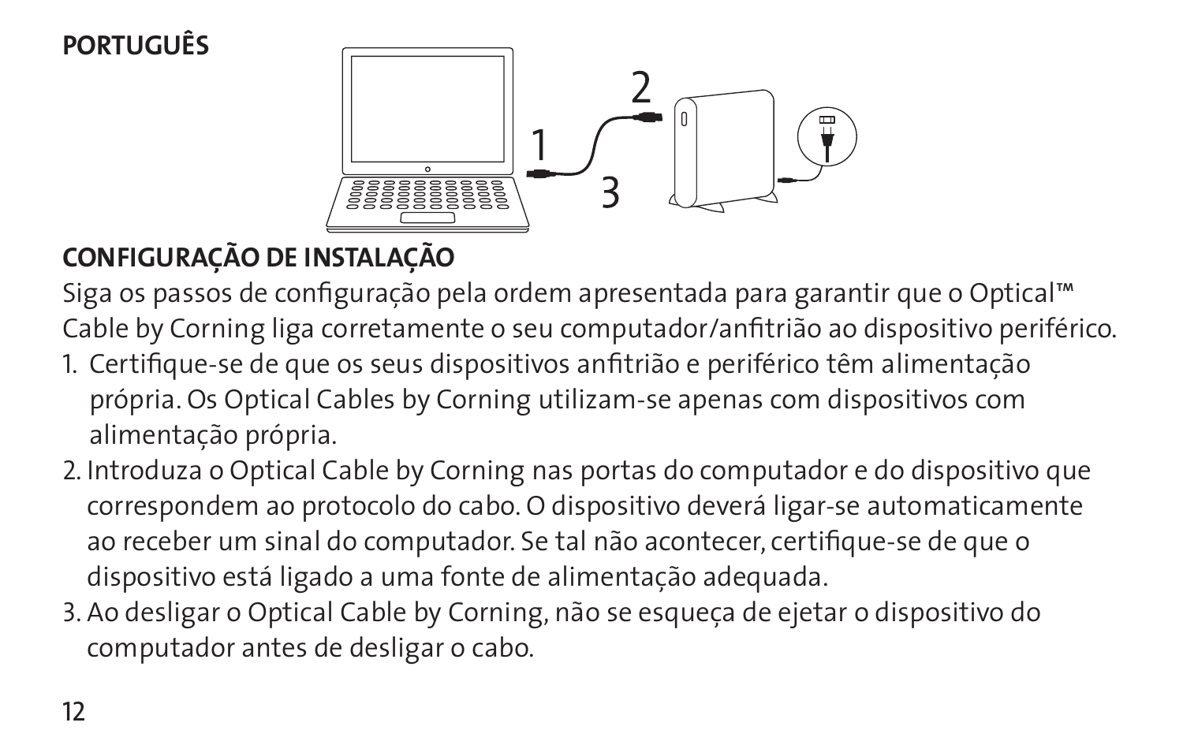**PORTUGUÊS**

## CONFIGURAÇÃO DE INSTALAÇÃO

Siga os passos de configuração pela ordem apresentada para garantir que o Optical™ Cable by Corning liga corretamente o seu computador/anfitrião ao dispositivo periférico.

1. Certifique-se de que os seus dispositivos anfitrião e periférico têm alimentação própria. Os Optical Cables by Corning utilizam-se apenas com dispositivos com alimentação própria.
2. Introduza o Optical Cable by Corning nas portas do computador e do dispositivo que correspondem ao protocolo do cabo. O dispositivo deverá ligar-se automaticamente ao receber um sinal do computador. Se tal não acontecer, certifique-se de que o dispositivo está ligado a uma fonte de alimentação adequada.
3. Ao desligar o Optical Cable by Corning, não se esqueça de ejetar o dispositivo do computador antes de desligar o cabo.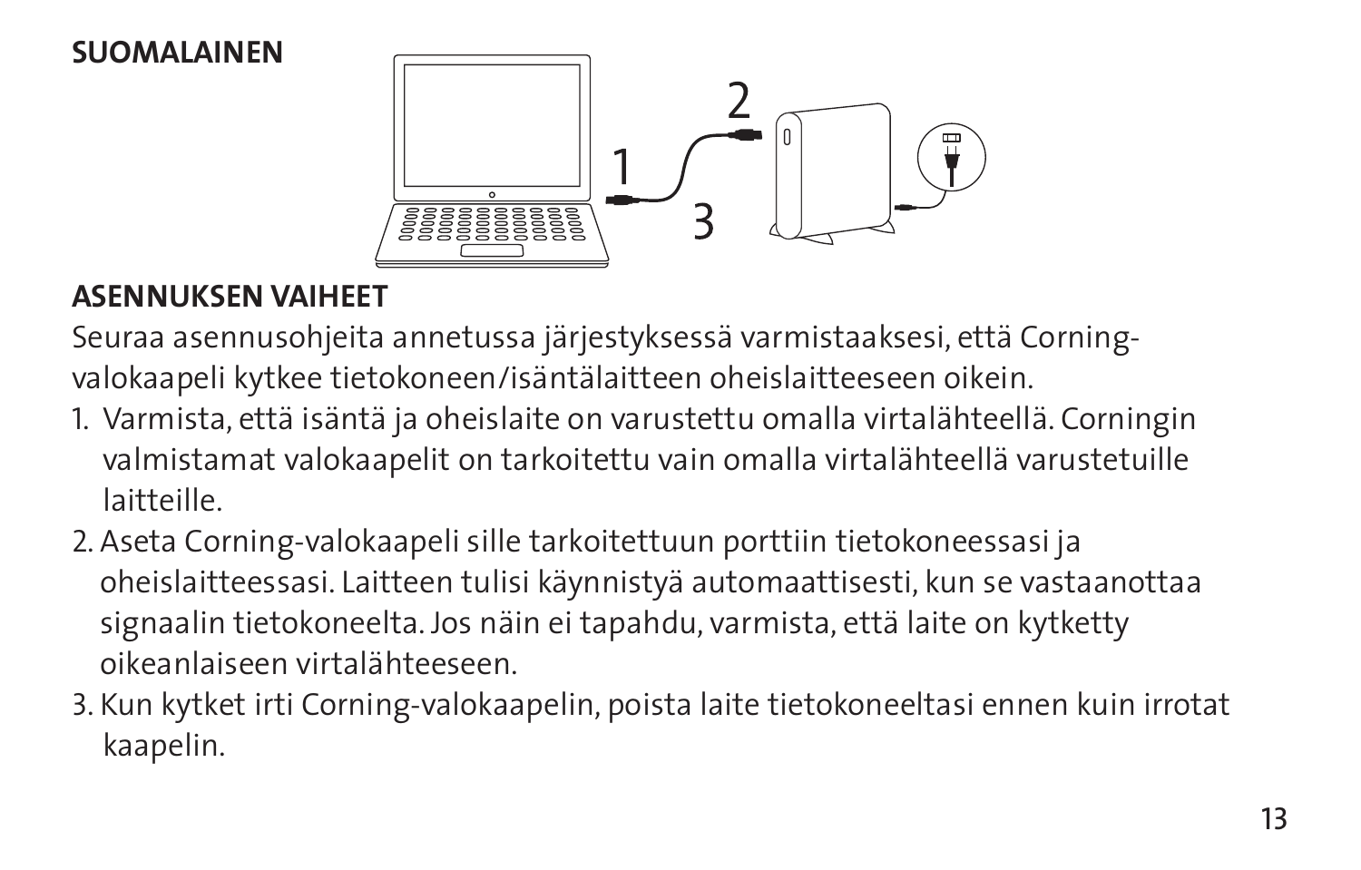**SUOMALAINEN**

1

2

3

## ASENNUKSEN VAIHEET

Seuraa asennusohjeita annetussa järjestyksessä varmistaaksesi, että Corning-valokaapeli kytkee tietokoneen/isäntälaitteen oheislaitteeseen oikein.

1. Varmista, että isäntä ja oheislaite on varustettu omalla virtalähteellä. Corningin valmistamat valokaapelit on tarkoitettu vain omalla virtalähteellä varustetuille laitteille.
2. Aseta Corning-valokaapeli sille tarkoitettuun porttiin tietokoneessasi ja oheislaitteessasi. Laitteen tulisi käynnistyä automaattisesti, kun se vastaanottaa signaalin tietokoneelta. Jos näin ei tapahdu, varmista, että laite on kytketty oikeanlaiseen virtalähteeseen.
3. Kun kytket irti Corning-valokaapelin, poista laite tietokoneeltasi ennen kuin irrotat kaapelin.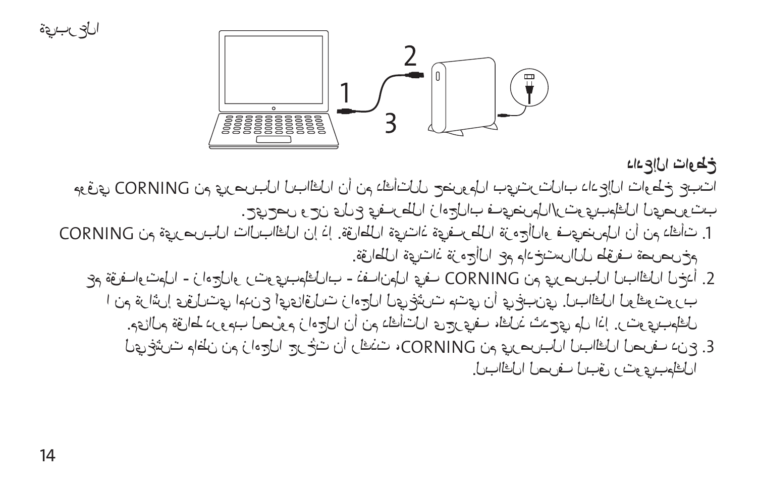## خطوات الإعداد

تتبع خطوات الإعداد بالترتيب الموضح للتأكد من أن الكابل البصري من CORNING يعمل بتوصيل الكمبيوتر\المضيف بالجهاز الطرفي على نحو صحيح.

1. تأكد من أن المضيف والأجهزة الطرفية ذاتية الطاقة. إن الكابلات البصرية من CORNING مخصصة فقط للاستخدام مع الأجهزة ذاتية الطاقة.
2. أدخل الكابل البصري من CORNING في المنافذ - بالكمبيوتر والجهاز - والمطابقة في ترميز الكابل. ينبغي أن يتم تشغيل الجهاز تلقائيًا وعندما يتلقى إشارة من الكمبيوتر. إذا لم يحدث ذلك، فيرجى التأكد من أن الجهاز موصل بمصدر طاقة وبالبدء.
3. عند فصل الكابل البصري من CORNING، تذكّر أن تُخرج الجهاز من نظام تشغيل الكمبيوتر قبل فصل الكابل.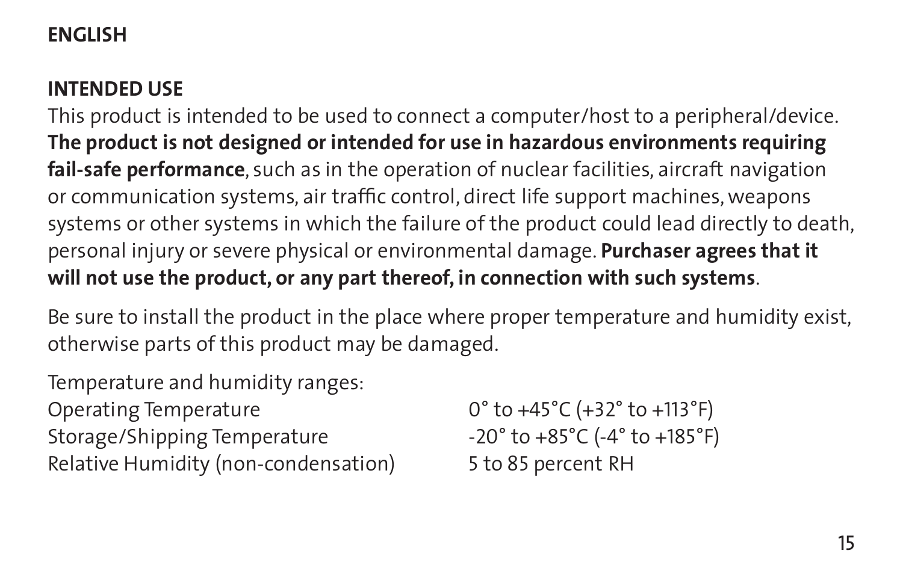**ENGLISH**

## INTENDED USE

This product is intended to be used to connect a computer/host to a peripheral/device. **The product is not designed or intended for use in hazardous environments requiring fail-safe performance**, such as in the operation of nuclear facilities, aircraft navigation or communication systems, air traffic control, direct life support machines, weapons systems or other systems in which the failure of the product could lead directly to death, personal injury or severe physical or environmental damage. **Purchaser agrees that it will not use the product, or any part thereof, in connection with such systems**.

Be sure to install the product in the place where proper temperature and humidity exist, otherwise parts of this product may be damaged.

Temperature and humidity ranges:

| | |
|---|---|
| Operating Temperature | 0° to +45°C (+32° to +113°F) |
| Storage/Shipping Temperature | -20° to +85°C (-4° to +185°F) |
| Relative Humidity (non-condensation) | 5 to 85 percent RH |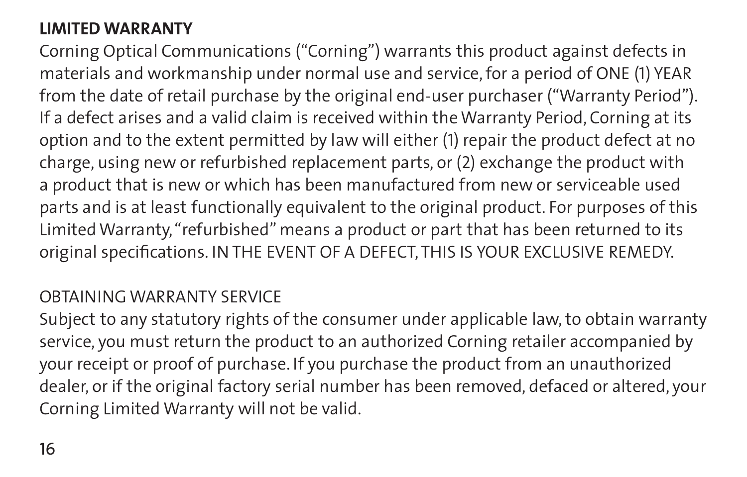**LIMITED WARRANTY**

Corning Optical Communications ("Corning") warrants this product against defects in materials and workmanship under normal use and service, for a period of ONE (1) YEAR from the date of retail purchase by the original end-user purchaser ("Warranty Period"). If a defect arises and a valid claim is received within the Warranty Period, Corning at its option and to the extent permitted by law will either (1) repair the product defect at no charge, using new or refurbished replacement parts, or (2) exchange the product with a product that is new or which has been manufactured from new or serviceable used parts and is at least functionally equivalent to the original product. For purposes of this Limited Warranty, "refurbished" means a product or part that has been returned to its original specifications. IN THE EVENT OF A DEFECT, THIS IS YOUR EXCLUSIVE REMEDY.

OBTAINING WARRANTY SERVICE

Subject to any statutory rights of the consumer under applicable law, to obtain warranty service, you must return the product to an authorized Corning retailer accompanied by your receipt or proof of purchase. If you purchase the product from an unauthorized dealer, or if the original factory serial number has been removed, defaced or altered, your Corning Limited Warranty will not be valid.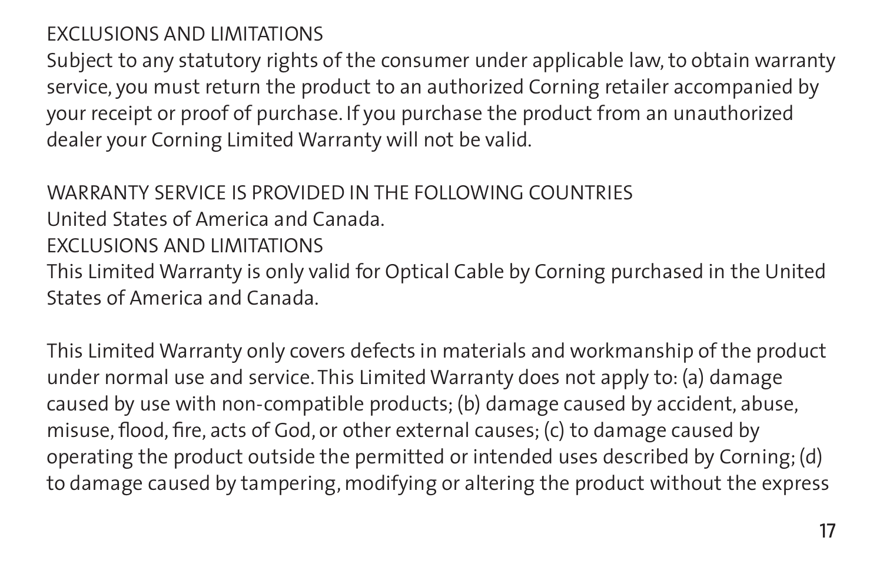## EXCLUSIONS AND LIMITATIONS

Subject to any statutory rights of the consumer under applicable law, to obtain warranty service, you must return the product to an authorized Corning retailer accompanied by your receipt or proof of purchase. If you purchase the product from an unauthorized dealer your Corning Limited Warranty will not be valid.

## WARRANTY SERVICE IS PROVIDED IN THE FOLLOWING COUNTRIES

United States of America and Canada.

## EXCLUSIONS AND LIMITATIONS

This Limited Warranty is only valid for Optical Cable by Corning purchased in the United States of America and Canada.

This Limited Warranty only covers defects in materials and workmanship of the product under normal use and service. This Limited Warranty does not apply to: (a) damage caused by use with non-compatible products; (b) damage caused by accident, abuse, misuse, flood, fire, acts of God, or other external causes; (c) to damage caused by operating the product outside the permitted or intended uses described by Corning; (d) to damage caused by tampering, modifying or altering the product without the express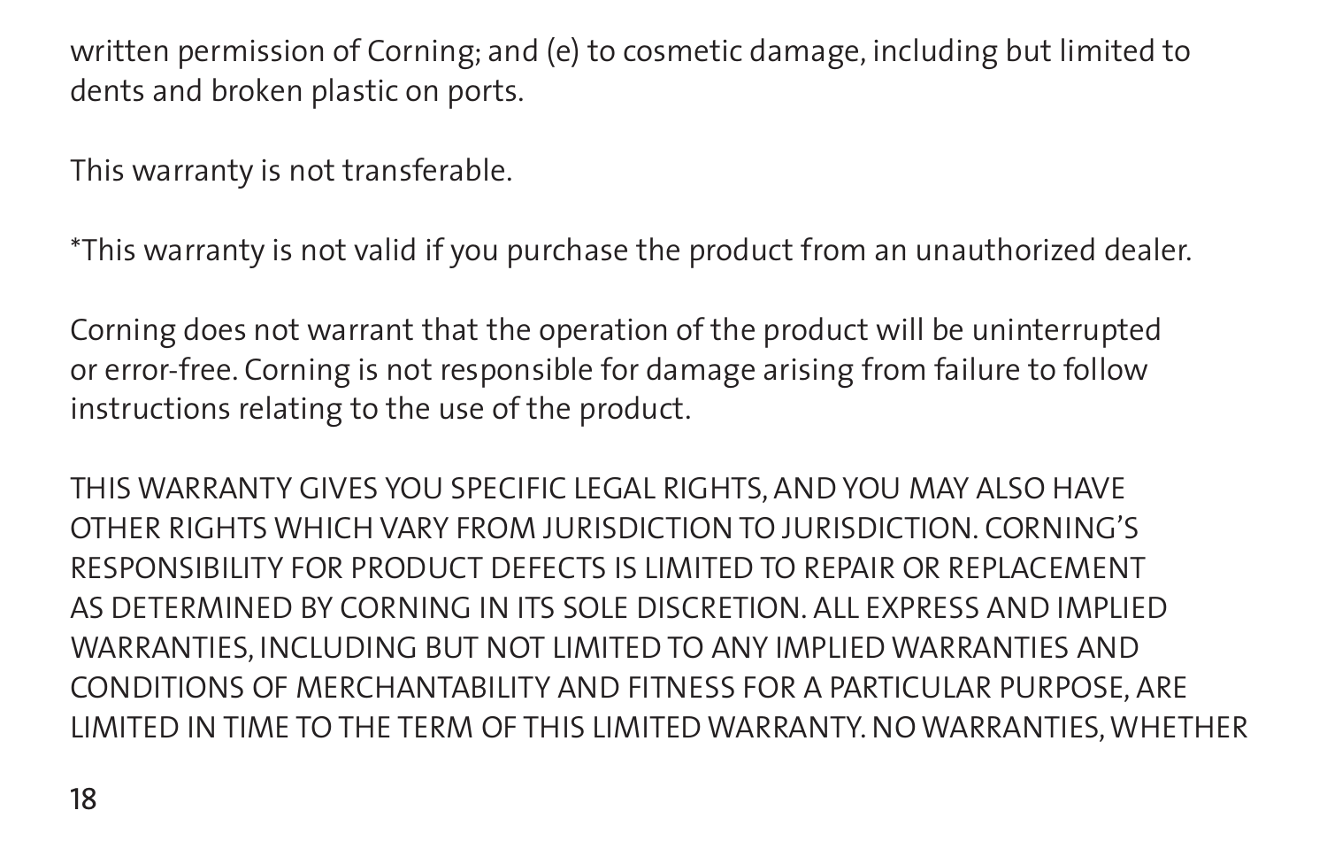written permission of Corning; and (e) to cosmetic damage, including but limited to dents and broken plastic on ports.

This warranty is not transferable.

*This warranty is not valid if you purchase the product from an unauthorized dealer.

Corning does not warrant that the operation of the product will be uninterrupted or error-free. Corning is not responsible for damage arising from failure to follow instructions relating to the use of the product.

THIS WARRANTY GIVES YOU SPECIFIC LEGAL RIGHTS, AND YOU MAY ALSO HAVE OTHER RIGHTS WHICH VARY FROM JURISDICTION TO JURISDICTION. CORNING'S RESPONSIBILITY FOR PRODUCT DEFECTS IS LIMITED TO REPAIR OR REPLACEMENT AS DETERMINED BY CORNING IN ITS SOLE DISCRETION. ALL EXPRESS AND IMPLIED WARRANTIES, INCLUDING BUT NOT LIMITED TO ANY IMPLIED WARRANTIES AND CONDITIONS OF MERCHANTABILITY AND FITNESS FOR A PARTICULAR PURPOSE, ARE LIMITED IN TIME TO THE TERM OF THIS LIMITED WARRANTY. NO WARRANTIES, WHETHER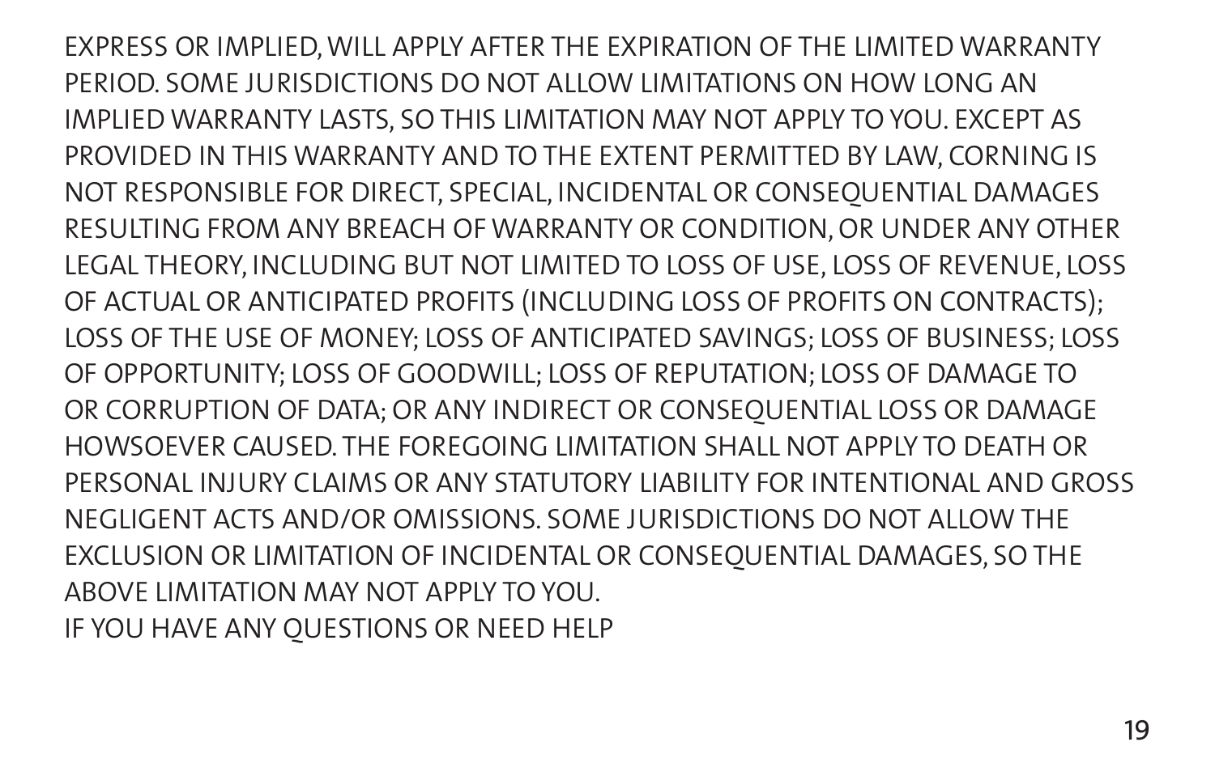EXPRESS OR IMPLIED, WILL APPLY AFTER THE EXPIRATION OF THE LIMITED WARRANTY PERIOD. SOME JURISDICTIONS DO NOT ALLOW LIMITATIONS ON HOW LONG AN IMPLIED WARRANTY LASTS, SO THIS LIMITATION MAY NOT APPLY TO YOU. EXCEPT AS PROVIDED IN THIS WARRANTY AND TO THE EXTENT PERMITTED BY LAW, CORNING IS NOT RESPONSIBLE FOR DIRECT, SPECIAL, INCIDENTAL OR CONSEQUENTIAL DAMAGES RESULTING FROM ANY BREACH OF WARRANTY OR CONDITION, OR UNDER ANY OTHER LEGAL THEORY, INCLUDING BUT NOT LIMITED TO LOSS OF USE, LOSS OF REVENUE, LOSS OF ACTUAL OR ANTICIPATED PROFITS (INCLUDING LOSS OF PROFITS ON CONTRACTS); LOSS OF THE USE OF MONEY; LOSS OF ANTICIPATED SAVINGS; LOSS OF BUSINESS; LOSS OF OPPORTUNITY; LOSS OF GOODWILL; LOSS OF REPUTATION; LOSS OF DAMAGE TO OR CORRUPTION OF DATA; OR ANY INDIRECT OR CONSEQUENTIAL LOSS OR DAMAGE HOWSOEVER CAUSED. THE FOREGOING LIMITATION SHALL NOT APPLY TO DEATH OR PERSONAL INJURY CLAIMS OR ANY STATUTORY LIABILITY FOR INTENTIONAL AND GROSS NEGLIGENT ACTS AND/OR OMISSIONS. SOME JURISDICTIONS DO NOT ALLOW THE EXCLUSION OR LIMITATION OF INCIDENTAL OR CONSEQUENTIAL DAMAGES, SO THE ABOVE LIMITATION MAY NOT APPLY TO YOU.

IF YOU HAVE ANY QUESTIONS OR NEED HELP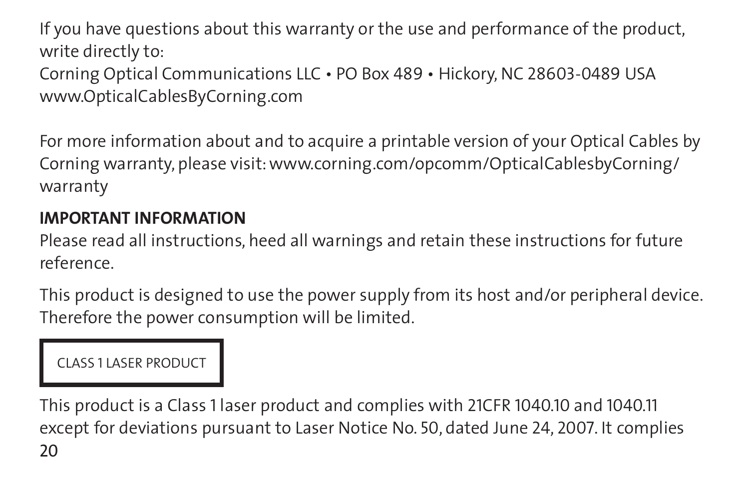If you have questions about this warranty or the use and performance of the product, write directly to:
Corning Optical Communications LLC • PO Box 489 • Hickory, NC 28603-0489 USA
www.OpticalCablesByCorning.com

For more information about and to acquire a printable version of your Optical Cables by Corning warranty, please visit: www.corning.com/opcomm/OpticalCablesbyCorning/warranty

**IMPORTANT INFORMATION**

Please read all instructions, heed all warnings and retain these instructions for future reference.

This product is designed to use the power supply from its host and/or peripheral device. Therefore the power consumption will be limited.

| CLASS 1 LASER PRODUCT |
|---|

This product is a Class 1 laser product and complies with 21CFR 1040.10 and 1040.11 except for deviations pursuant to Laser Notice No. 50, dated June 24, 2007. It complies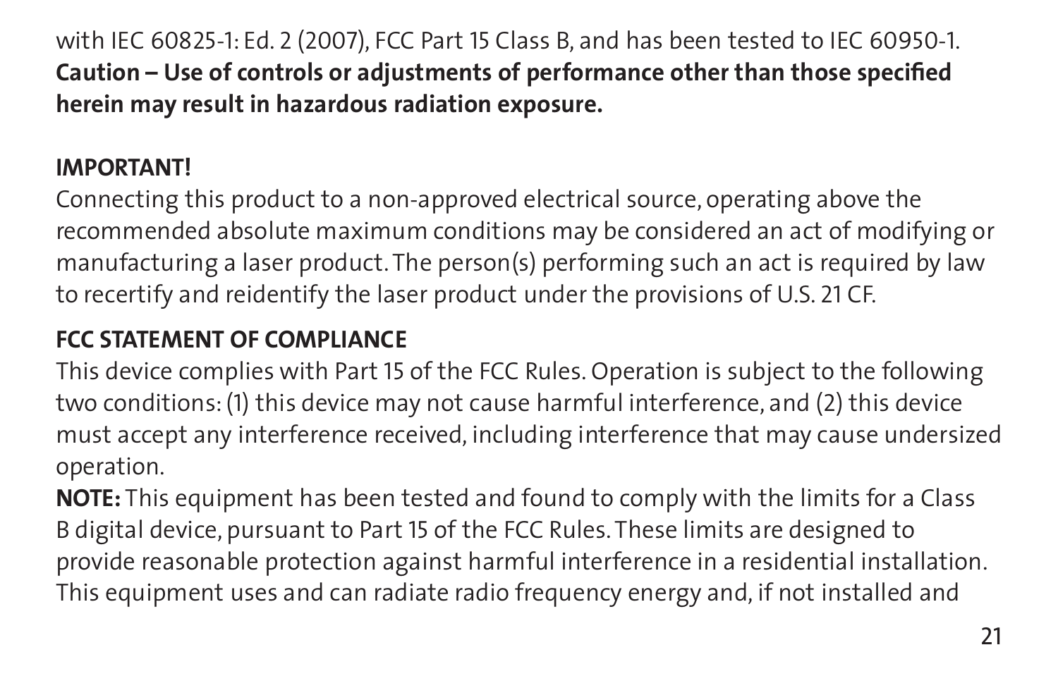with IEC 60825-1: Ed. 2 (2007), FCC Part 15 Class B, and has been tested to IEC 60950-1.
**Caution – Use of controls or adjustments of performance other than those specified herein may result in hazardous radiation exposure.**

**IMPORTANT!**

Connecting this product to a non-approved electrical source, operating above the recommended absolute maximum conditions may be considered an act of modifying or manufacturing a laser product. The person(s) performing such an act is required by law to recertify and reidentify the laser product under the provisions of U.S. 21 CF.

**FCC STATEMENT OF COMPLIANCE**

This device complies with Part 15 of the FCC Rules. Operation is subject to the following two conditions: (1) this device may not cause harmful interference, and (2) this device must accept any interference received, including interference that may cause undersized operation.

**NOTE:** This equipment has been tested and found to comply with the limits for a Class B digital device, pursuant to Part 15 of the FCC Rules. These limits are designed to provide reasonable protection against harmful interference in a residential installation. This equipment uses and can radiate radio frequency energy and, if not installed and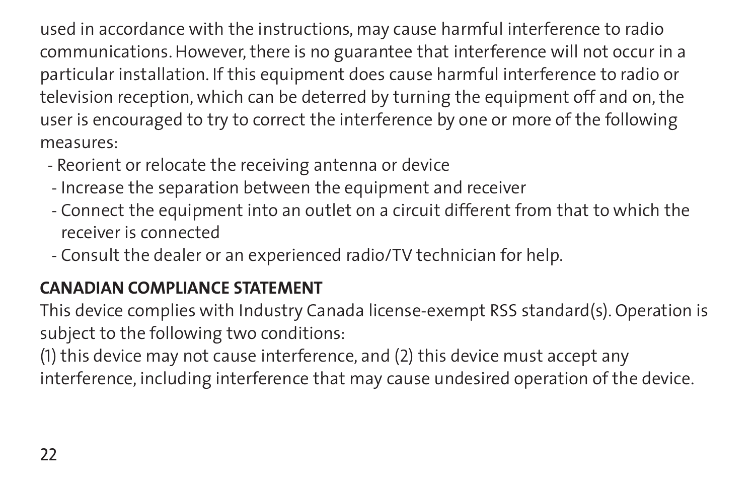used in accordance with the instructions, may cause harmful interference to radio communications. However, there is no guarantee that interference will not occur in a particular installation. If this equipment does cause harmful interference to radio or television reception, which can be deterred by turning the equipment off and on, the user is encouraged to try to correct the interference by one or more of the following measures:

- Reorient or relocate the receiving antenna or device
- Increase the separation between the equipment and receiver
- Connect the equipment into an outlet on a circuit different from that to which the receiver is connected
- Consult the dealer or an experienced radio/TV technician for help.

**CANADIAN COMPLIANCE STATEMENT**

This device complies with Industry Canada license-exempt RSS standard(s). Operation is subject to the following two conditions:
(1) this device may not cause interference, and (2) this device must accept any interference, including interference that may cause undesired operation of the device.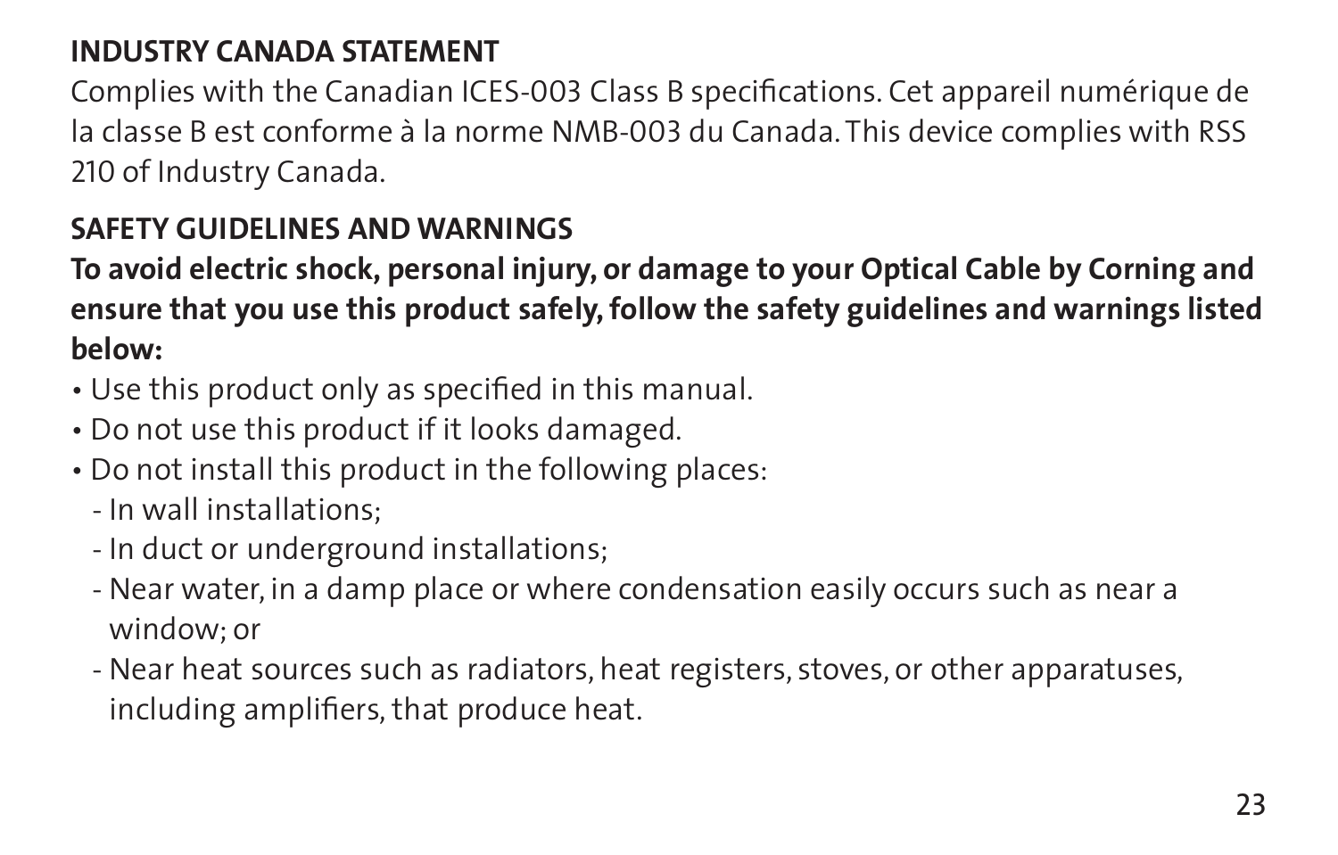## INDUSTRY CANADA STATEMENT

Complies with the Canadian ICES-003 Class B specifications. Cet appareil numérique de la classe B est conforme à la norme NMB-003 du Canada. This device complies with RSS 210 of Industry Canada.

## SAFETY GUIDELINES AND WARNINGS

**To avoid electric shock, personal injury, or damage to your Optical Cable by Corning and ensure that you use this product safely, follow the safety guidelines and warnings listed below:**

- Use this product only as specified in this manual.
- Do not use this product if it looks damaged.
- Do not install this product in the following places:
  - In wall installations;
  - In duct or underground installations;
  - Near water, in a damp place or where condensation easily occurs such as near a window; or
  - Near heat sources such as radiators, heat registers, stoves, or other apparatuses, including amplifiers, that produce heat.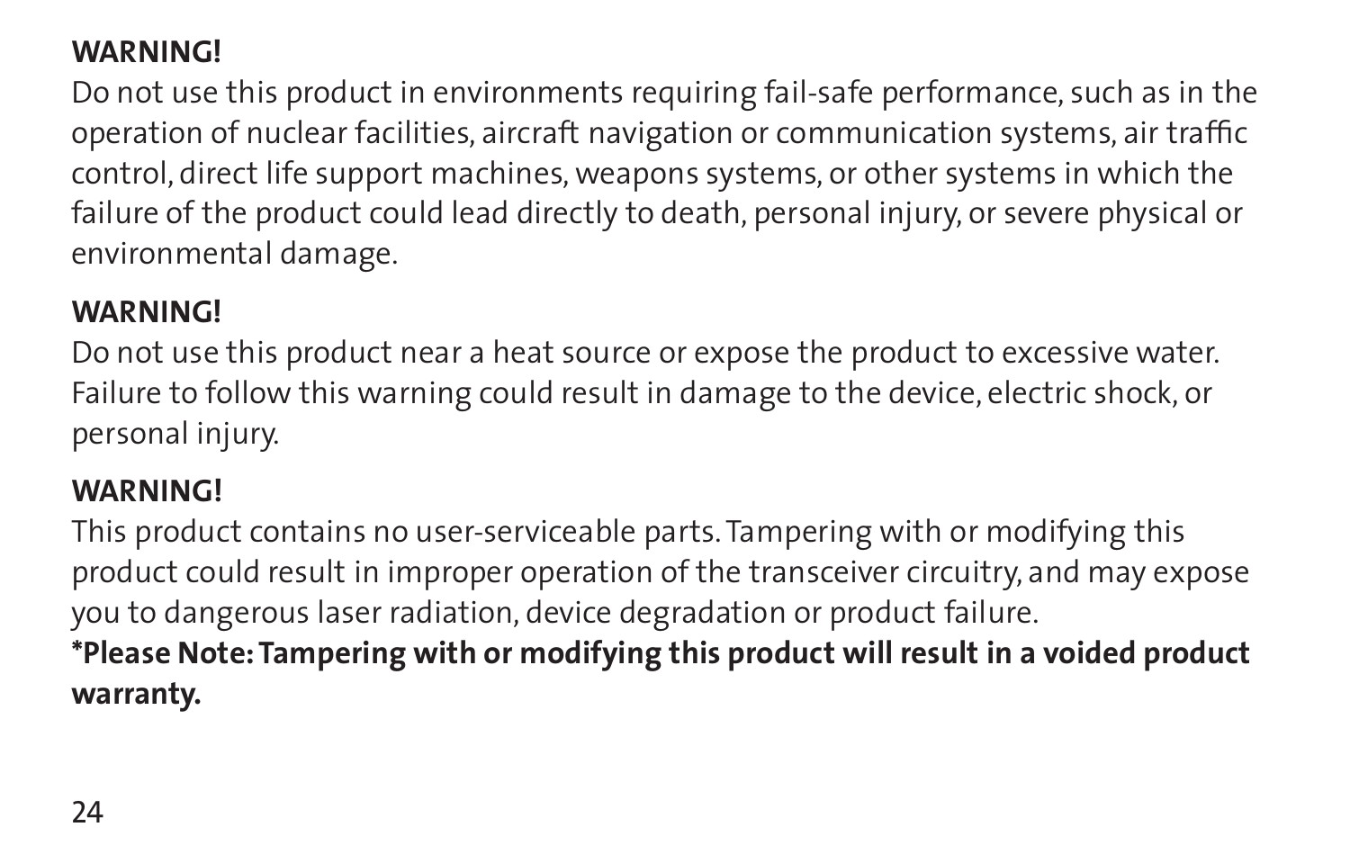**WARNING!**

Do not use this product in environments requiring fail-safe performance, such as in the operation of nuclear facilities, aircraft navigation or communication systems, air traffic control, direct life support machines, weapons systems, or other systems in which the failure of the product could lead directly to death, personal injury, or severe physical or environmental damage.

**WARNING!**

Do not use this product near a heat source or expose the product to excessive water. Failure to follow this warning could result in damage to the device, electric shock, or personal injury.

**WARNING!**

This product contains no user-serviceable parts. Tampering with or modifying this product could result in improper operation of the transceiver circuitry, and may expose you to dangerous laser radiation, device degradation or product failure.

**\*Please Note: Tampering with or modifying this product will result in a voided product warranty.**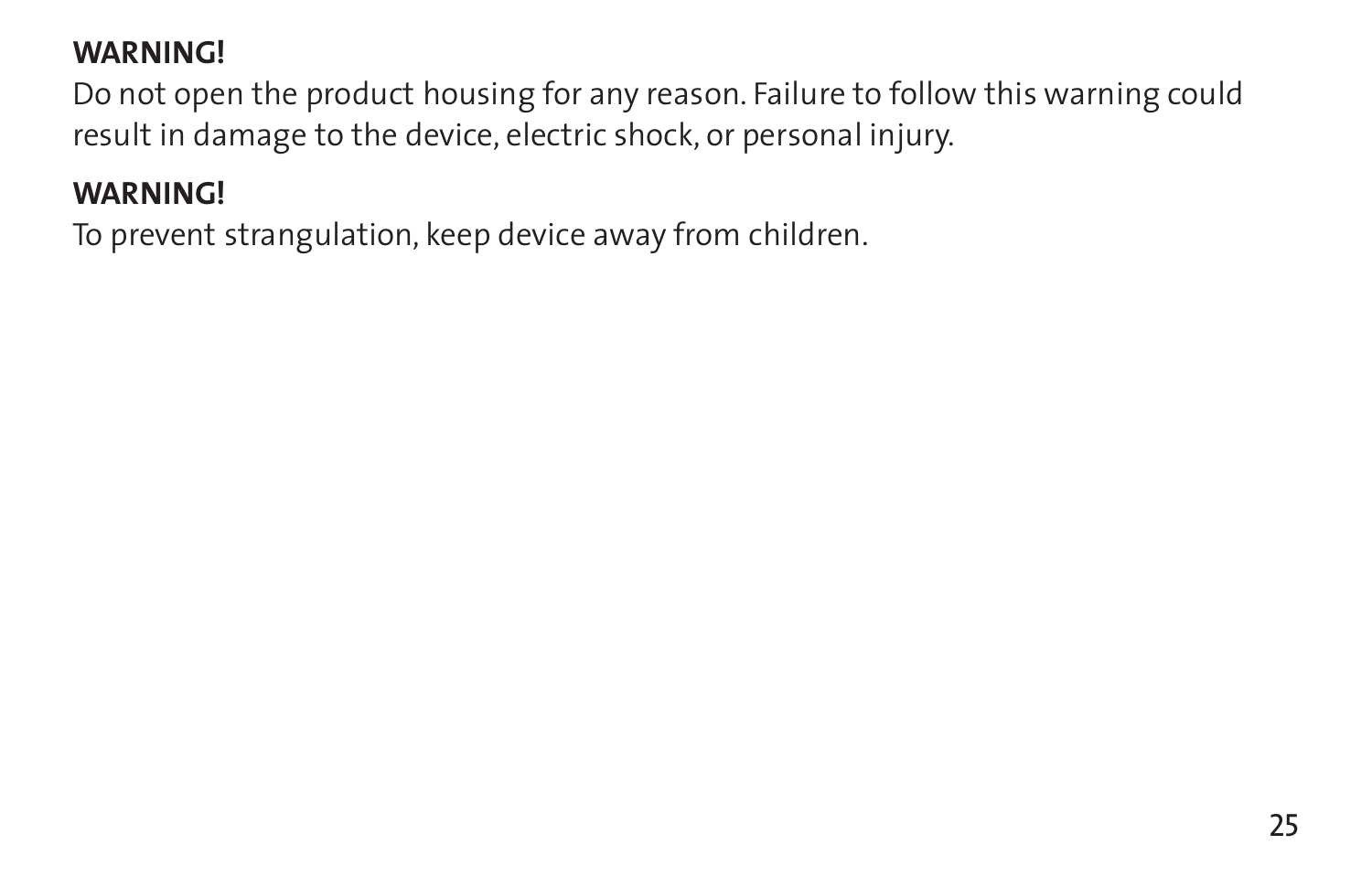**WARNING!**

Do not open the product housing for any reason. Failure to follow this warning could result in damage to the device, electric shock, or personal injury.

**WARNING!**

To prevent strangulation, keep device away from children.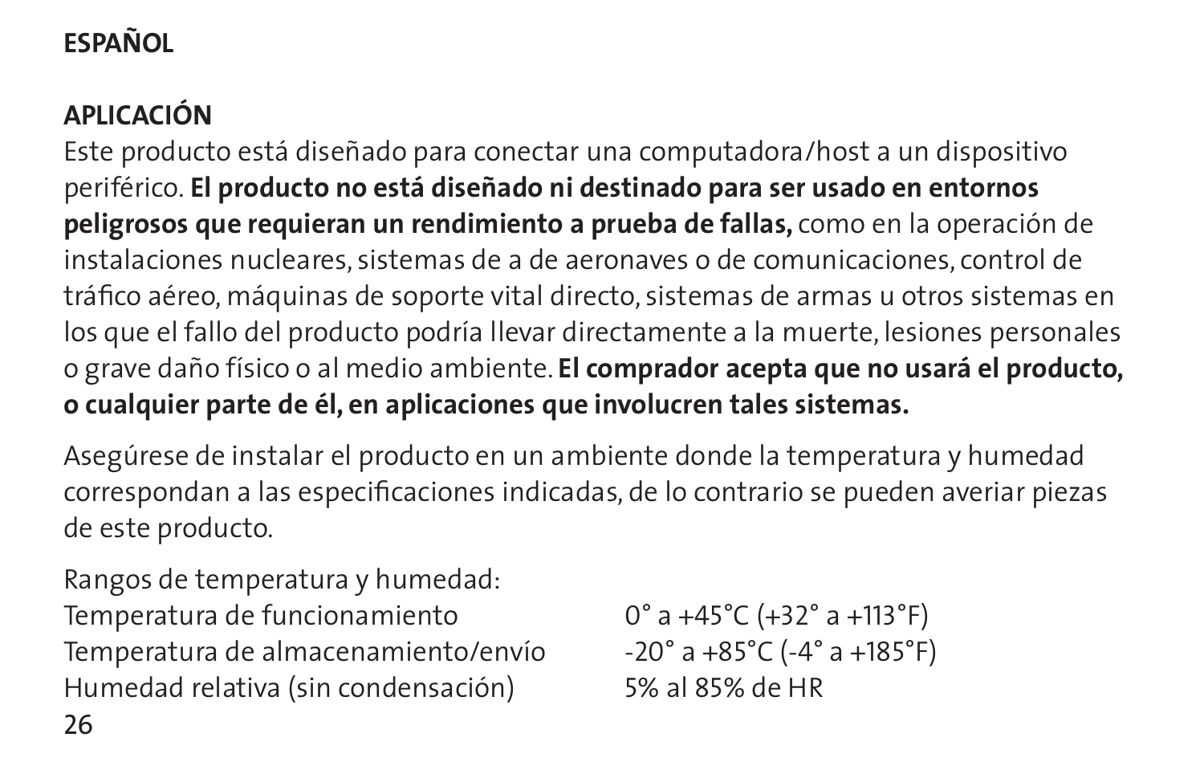## ESPAÑOL

### APLICACIÓN

Este producto está diseñado para conectar una computadora/host a un dispositivo periférico. **El producto no está diseñado ni destinado para ser usado en entornos peligrosos que requieran un rendimiento a prueba de fallas,** como en la operación de instalaciones nucleares, sistemas de a de aeronaves o de comunicaciones, control de tráfico aéreo, máquinas de soporte vital directo, sistemas de armas u otros sistemas en los que el fallo del producto podría llevar directamente a la muerte, lesiones personales o grave daño físico o al medio ambiente. **El comprador acepta que no usará el producto, o cualquier parte de él, en aplicaciones que involucren tales sistemas.**

Asegúrese de instalar el producto en un ambiente donde la temperatura y humedad correspondan a las especificaciones indicadas, de lo contrario se pueden averiar piezas de este producto.

Rangos de temperatura y humedad:

| | |
|---|---|
| Temperatura de funcionamiento | 0° a +45°C (+32° a +113°F) |
| Temperatura de almacenamiento/envío | -20° a +85°C (-4° a +185°F) |
| Humedad relativa (sin condensación) | 5% al 85% de HR |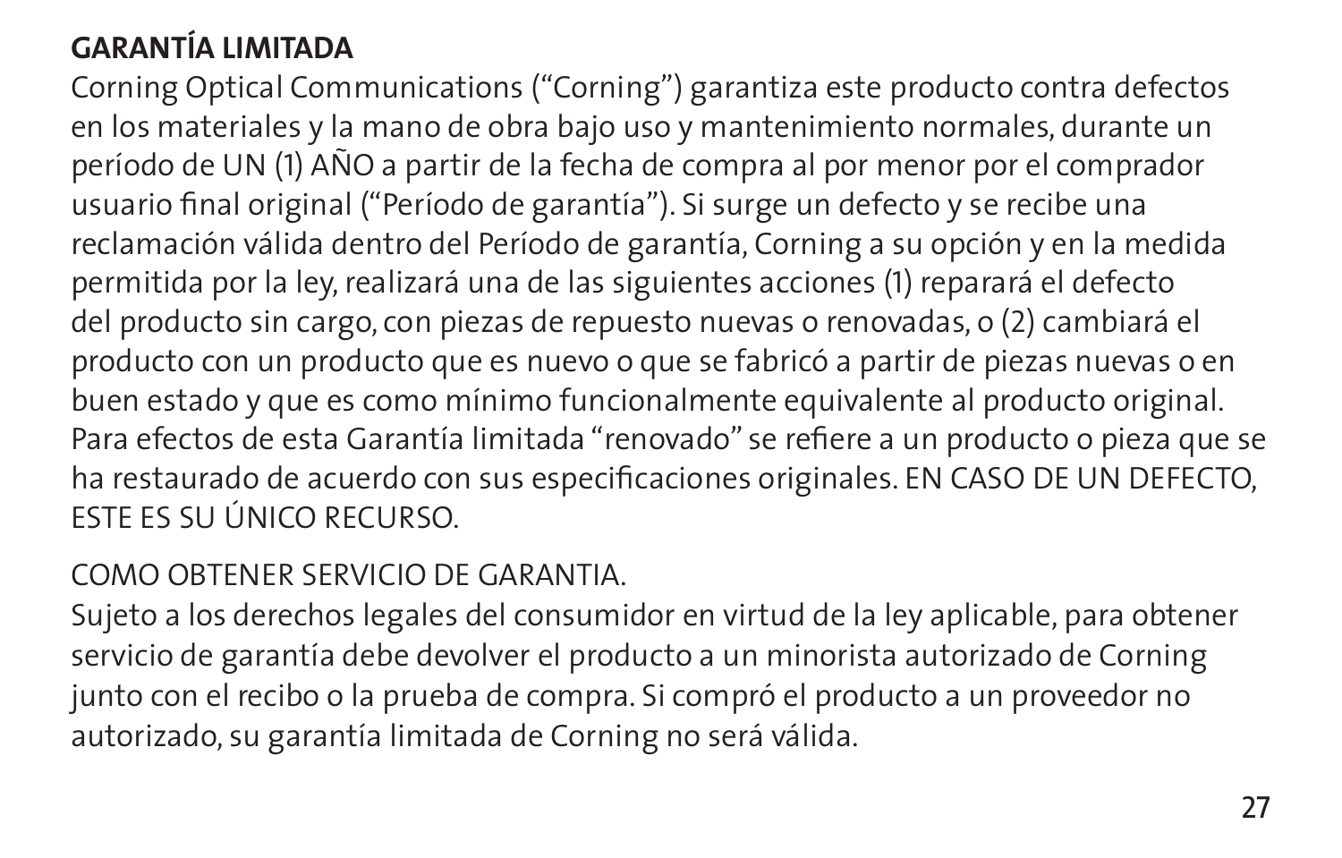## GARANTÍA LIMITADA

Corning Optical Communications ("Corning") garantiza este producto contra defectos en los materiales y la mano de obra bajo uso y mantenimiento normales, durante un período de UN (1) AÑO a partir de la fecha de compra al por menor por el comprador usuario final original ("Período de garantía"). Si surge un defecto y se recibe una reclamación válida dentro del Período de garantía, Corning a su opción y en la medida permitida por la ley, realizará una de las siguientes acciones (1) reparará el defecto del producto sin cargo, con piezas de repuesto nuevas o renovadas, o (2) cambiará el producto con un producto que es nuevo o que se fabricó a partir de piezas nuevas o en buen estado y que es como mínimo funcionalmente equivalente al producto original. Para efectos de esta Garantía limitada "renovado" se refiere a un producto o pieza que se ha restaurado de acuerdo con sus especificaciones originales. EN CASO DE UN DEFECTO, ESTE ES SU ÚNICO RECURSO.

COMO OBTENER SERVICIO DE GARANTIA.

Sujeto a los derechos legales del consumidor en virtud de la ley aplicable, para obtener servicio de garantía debe devolver el producto a un minorista autorizado de Corning junto con el recibo o la prueba de compra. Si compró el producto a un proveedor no autorizado, su garantía limitada de Corning no será válida.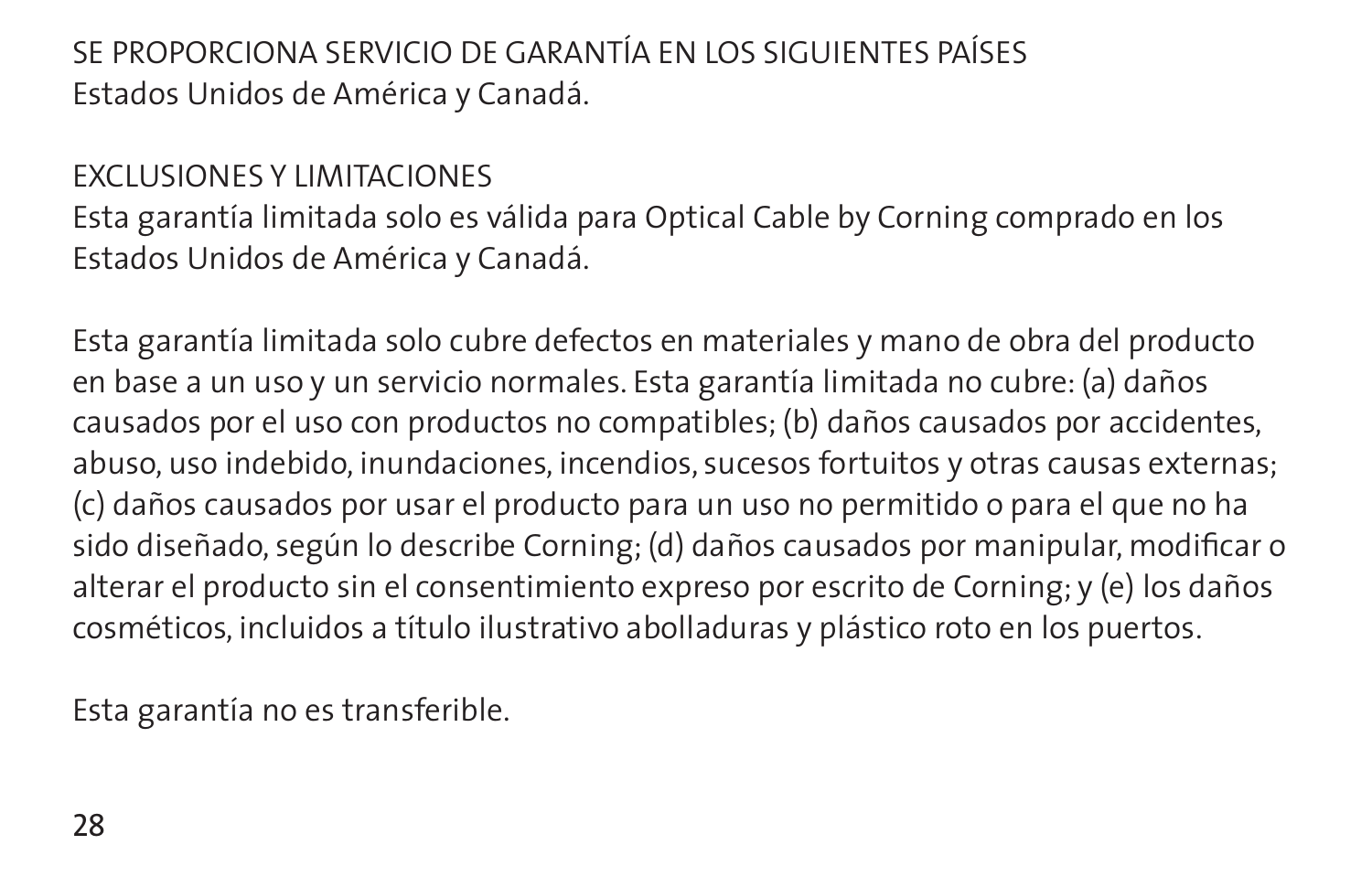## SE PROPORCIONA SERVICIO DE GARANTÍA EN LOS SIGUIENTES PAÍSES

Estados Unidos de América y Canadá.

## EXCLUSIONES Y LIMITACIONES

Esta garantía limitada solo es válida para Optical Cable by Corning comprado en los Estados Unidos de América y Canadá.

Esta garantía limitada solo cubre defectos en materiales y mano de obra del producto en base a un uso y un servicio normales. Esta garantía limitada no cubre: (a) daños causados por el uso con productos no compatibles; (b) daños causados por accidentes, abuso, uso indebido, inundaciones, incendios, sucesos fortuitos y otras causas externas; (c) daños causados por usar el producto para un uso no permitido o para el que no ha sido diseñado, según lo describe Corning; (d) daños causados por manipular, modificar o alterar el producto sin el consentimiento expreso por escrito de Corning; y (e) los daños cosméticos, incluidos a título ilustrativo abolladuras y plástico roto en los puertos.

Esta garantía no es transferible.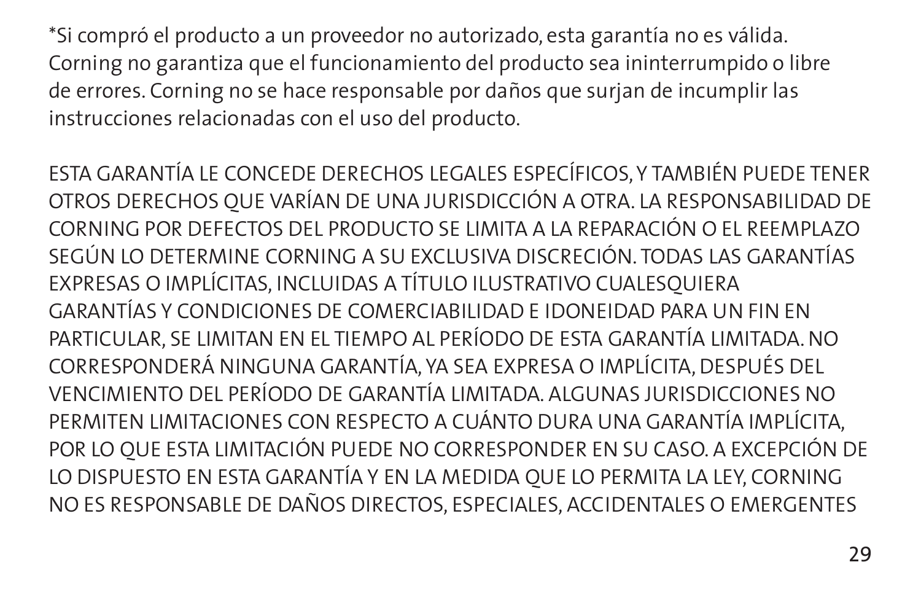*Si compró el producto a un proveedor no autorizado, esta garantía no es válida. Corning no garantiza que el funcionamiento del producto sea ininterrumpido o libre de errores. Corning no se hace responsable por daños que surjan de incumplir las instrucciones relacionadas con el uso del producto.

ESTA GARANTÍA LE CONCEDE DERECHOS LEGALES ESPECÍFICOS, Y TAMBIÉN PUEDE TENER OTROS DERECHOS QUE VARÍAN DE UNA JURISDICCIÓN A OTRA. LA RESPONSABILIDAD DE CORNING POR DEFECTOS DEL PRODUCTO SE LIMITA A LA REPARACIÓN O EL REEMPLAZO SEGÚN LO DETERMINE CORNING A SU EXCLUSIVA DISCRECIÓN. TODAS LAS GARANTÍAS EXPRESAS O IMPLÍCITAS, INCLUIDAS A TÍTULO ILUSTRATIVO CUALESQUIERA GARANTÍAS Y CONDICIONES DE COMERCIABILIDAD E IDONEIDAD PARA UN FIN EN PARTICULAR, SE LIMITAN EN EL TIEMPO AL PERÍODO DE ESTA GARANTÍA LIMITADA. NO CORRESPONDERÁ NINGUNA GARANTÍA, YA SEA EXPRESA O IMPLÍCITA, DESPUÉS DEL VENCIMIENTO DEL PERÍODO DE GARANTÍA LIMITADA. ALGUNAS JURISDICCIONES NO PERMITEN LIMITACIONES CON RESPECTO A CUÁNTO DURA UNA GARANTÍA IMPLÍCITA, POR LO QUE ESTA LIMITACIÓN PUEDE NO CORRESPONDER EN SU CASO. A EXCEPCIÓN DE LO DISPUESTO EN ESTA GARANTÍA Y EN LA MEDIDA QUE LO PERMITA LA LEY, CORNING NO ES RESPONSABLE DE DAÑOS DIRECTOS, ESPECIALES, ACCIDENTALES O EMERGENTES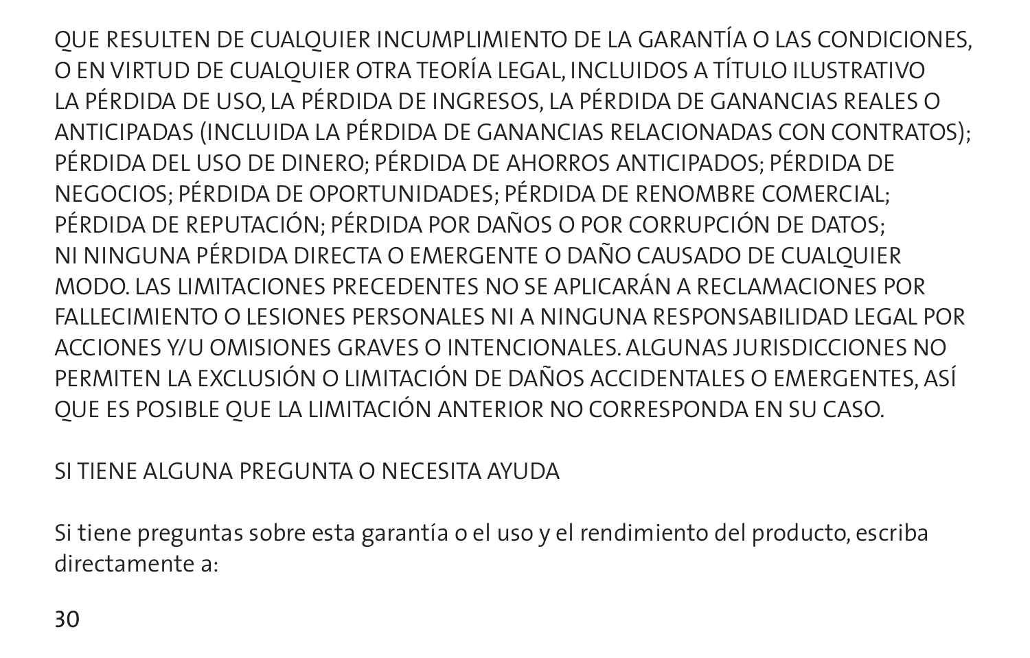QUE RESULTEN DE CUALQUIER INCUMPLIMIENTO DE LA GARANTÍA O LAS CONDICIONES, O EN VIRTUD DE CUALQUIER OTRA TEORÍA LEGAL, INCLUIDOS A TÍTULO ILUSTRATIVO LA PÉRDIDA DE USO, LA PÉRDIDA DE INGRESOS, LA PÉRDIDA DE GANANCIAS REALES O ANTICIPADAS (INCLUIDA LA PÉRDIDA DE GANANCIAS RELACIONADAS CON CONTRATOS); PÉRDIDA DEL USO DE DINERO; PÉRDIDA DE AHORROS ANTICIPADOS; PÉRDIDA DE NEGOCIOS; PÉRDIDA DE OPORTUNIDADES; PÉRDIDA DE RENOMBRE COMERCIAL; PÉRDIDA DE REPUTACIÓN; PÉRDIDA POR DAÑOS O POR CORRUPCIÓN DE DATOS; NI NINGUNA PÉRDIDA DIRECTA O EMERGENTE O DAÑO CAUSADO DE CUALQUIER MODO. LAS LIMITACIONES PRECEDENTES NO SE APLICARÁN A RECLAMACIONES POR FALLECIMIENTO O LESIONES PERSONALES NI A NINGUNA RESPONSABILIDAD LEGAL POR ACCIONES Y/U OMISIONES GRAVES O INTENCIONALES. ALGUNAS JURISDICCIONES NO PERMITEN LA EXCLUSIÓN O LIMITACIÓN DE DAÑOS ACCIDENTALES O EMERGENTES, ASÍ QUE ES POSIBLE QUE LA LIMITACIÓN ANTERIOR NO CORRESPONDA EN SU CASO.

SI TIENE ALGUNA PREGUNTA O NECESITA AYUDA

Si tiene preguntas sobre esta garantía o el uso y el rendimiento del producto, escriba directamente a: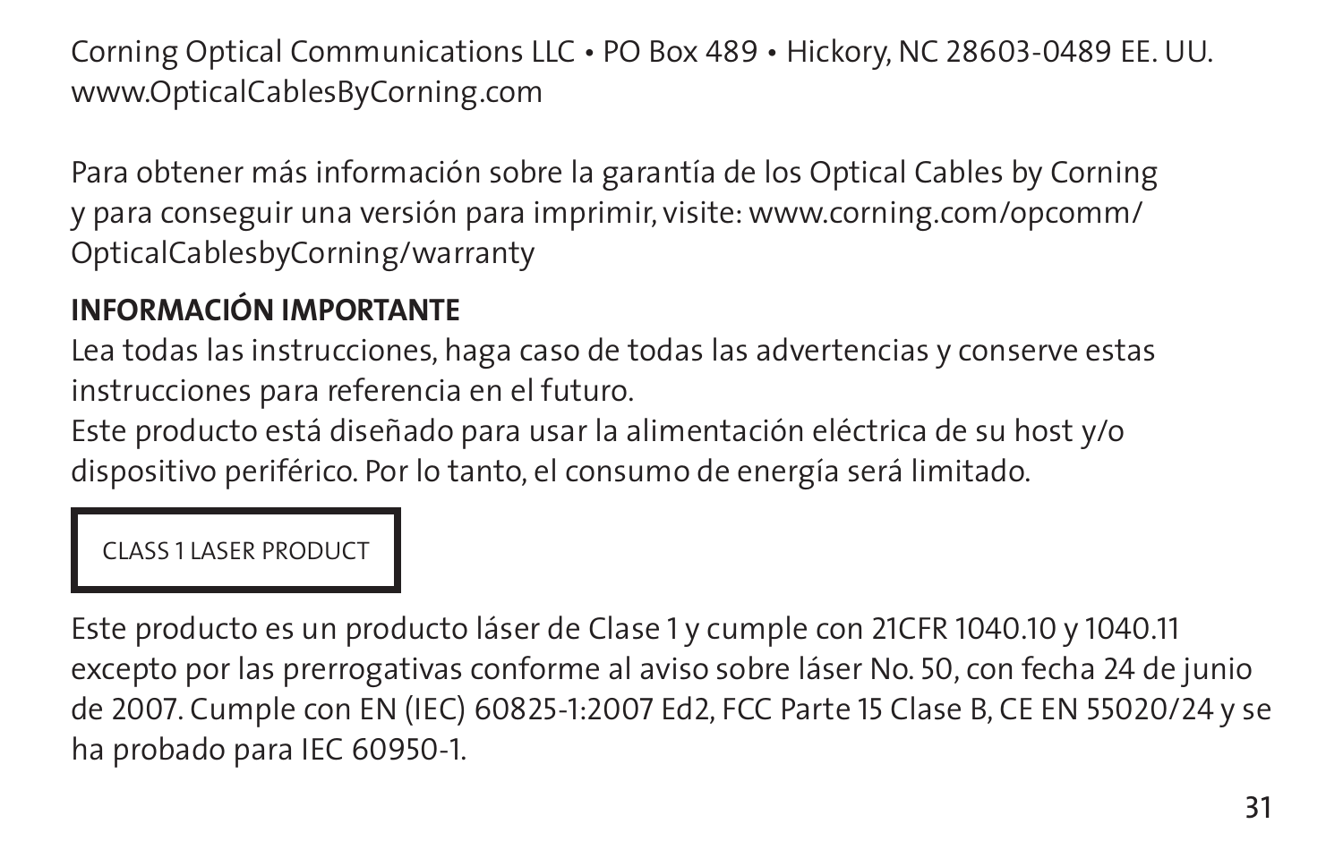Corning Optical Communications LLC • PO Box 489 • Hickory, NC 28603-0489 EE. UU.
www.OpticalCablesByCorning.com

Para obtener más información sobre la garantía de los Optical Cables by Corning y para conseguir una versión para imprimir, visite: www.corning.com/opcomm/OpticalCablesbyCorning/warranty

**INFORMACIÓN IMPORTANTE**

Lea todas las instrucciones, haga caso de todas las advertencias y conserve estas instrucciones para referencia en el futuro.
Este producto está diseñado para usar la alimentación eléctrica de su host y/o dispositivo periférico. Por lo tanto, el consumo de energía será limitado.

| CLASS 1 LASER PRODUCT |
| --- |

Este producto es un producto láser de Clase 1 y cumple con 21CFR 1040.10 y 1040.11 excepto por las prerrogativas conforme al aviso sobre láser No. 50, con fecha 24 de junio de 2007. Cumple con EN (IEC) 60825-1:2007 Ed2, FCC Parte 15 Clase B, CE EN 55020/24 y se ha probado para IEC 60950-1.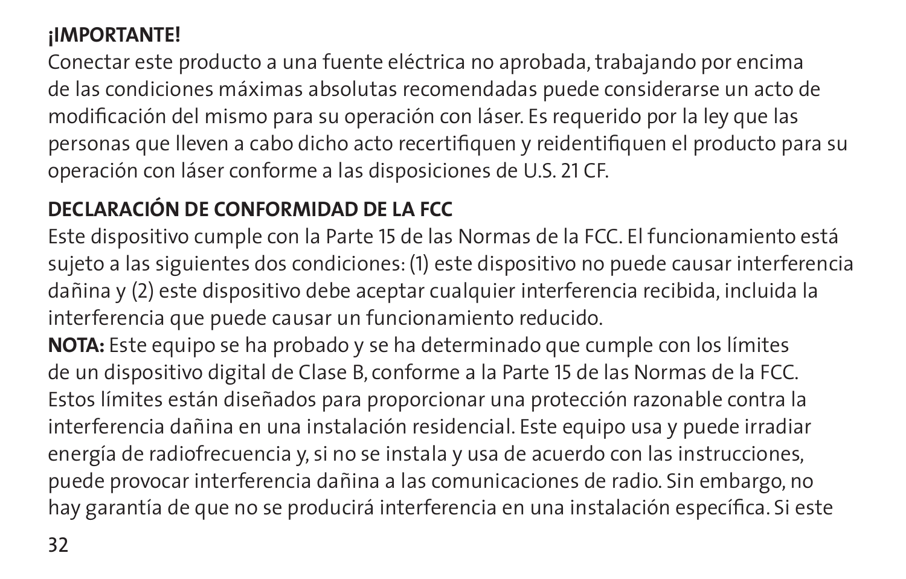**¡IMPORTANTE!**

Conectar este producto a una fuente eléctrica no aprobada, trabajando por encima de las condiciones máximas absolutas recomendadas puede considerarse un acto de modificación del mismo para su operación con láser. Es requerido por la ley que las personas que lleven a cabo dicho acto recertifiquen y reidentifiquen el producto para su operación con láser conforme a las disposiciones de U.S. 21 CF.

**DECLARACIÓN DE CONFORMIDAD DE LA FCC**

Este dispositivo cumple con la Parte 15 de las Normas de la FCC. El funcionamiento está sujeto a las siguientes dos condiciones: (1) este dispositivo no puede causar interferencia dañina y (2) este dispositivo debe aceptar cualquier interferencia recibida, incluida la interferencia que puede causar un funcionamiento reducido.

**NOTA:** Este equipo se ha probado y se ha determinado que cumple con los límites de un dispositivo digital de Clase B, conforme a la Parte 15 de las Normas de la FCC. Estos límites están diseñados para proporcionar una protección razonable contra la interferencia dañina en una instalación residencial. Este equipo usa y puede irradiar energía de radiofrecuencia y, si no se instala y usa de acuerdo con las instrucciones, puede provocar interferencia dañina a las comunicaciones de radio. Sin embargo, no hay garantía de que no se producirá interferencia en una instalación específica. Si este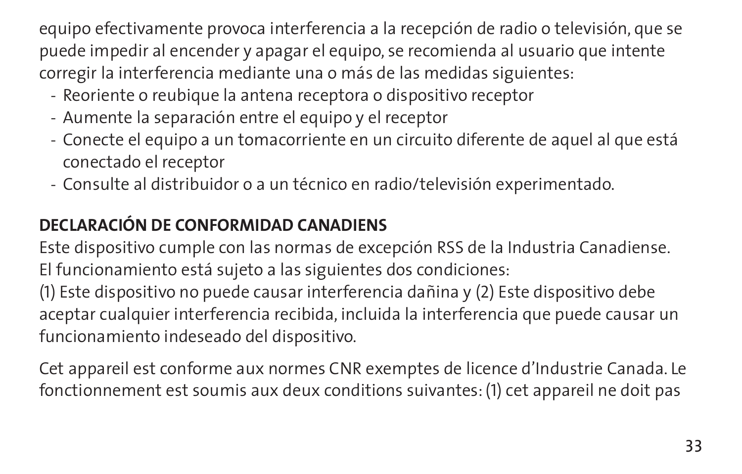equipo efectivamente provoca interferencia a la recepción de radio o televisión, que se puede impedir al encender y apagar el equipo, se recomienda al usuario que intente corregir la interferencia mediante una o más de las medidas siguientes:

- Reoriente o reubique la antena receptora o dispositivo receptor
- Aumente la separación entre el equipo y el receptor
- Conecte el equipo a un tomacorriente en un circuito diferente de aquel al que está conectado el receptor
- Consulte al distribuidor o a un técnico en radio/televisión experimentado.

**DECLARACIÓN DE CONFORMIDAD CANADIENS**

Este dispositivo cumple con las normas de excepción RSS de la Industria Canadiense. El funcionamiento está sujeto a las siguientes dos condiciones:
(1) Este dispositivo no puede causar interferencia dañina y (2) Este dispositivo debe aceptar cualquier interferencia recibida, incluida la interferencia que puede causar un funcionamiento indeseado del dispositivo.

Cet appareil est conforme aux normes CNR exemptes de licence d'Industrie Canada. Le fonctionnement est soumis aux deux conditions suivantes: (1) cet appareil ne doit pas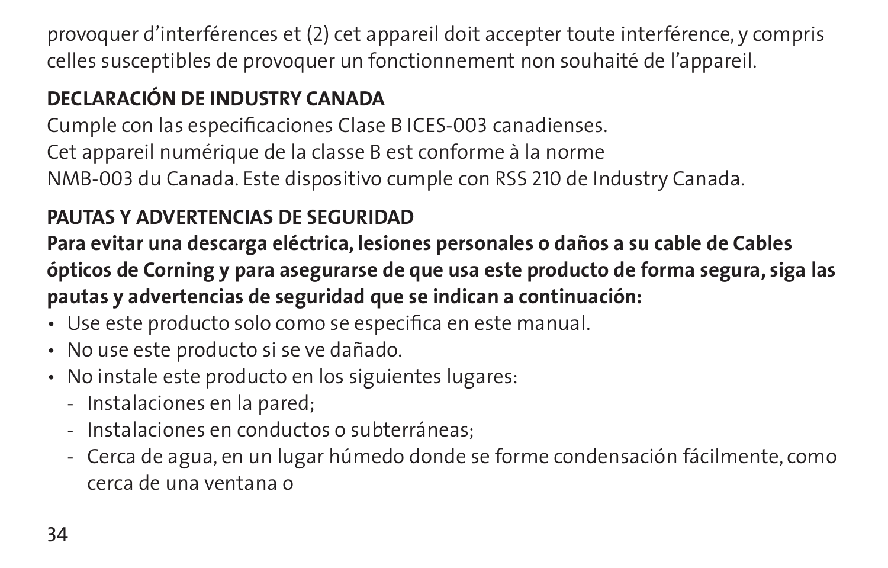provoquer d'interférences et (2) cet appareil doit accepter toute interférence, y compris celles susceptibles de provoquer un fonctionnement non souhaité de l'appareil.

## DECLARACIÓN DE INDUSTRY CANADA

Cumple con las especificaciones Clase B ICES-003 canadienses.
Cet appareil numérique de la classe B est conforme à la norme
NMB-003 du Canada. Este dispositivo cumple con RSS 210 de Industry Canada.

## PAUTAS Y ADVERTENCIAS DE SEGURIDAD

**Para evitar una descarga eléctrica, lesiones personales o daños a su cable de Cables ópticos de Corning y para asegurarse de que usa este producto de forma segura, siga las pautas y advertencias de seguridad que se indican a continuación:**

- Use este producto solo como se especifica en este manual.
- No use este producto si se ve dañado.
- No instale este producto en los siguientes lugares:
  - Instalaciones en la pared;
  - Instalaciones en conductos o subterráneas;
  - Cerca de agua, en un lugar húmedo donde se forme condensación fácilmente, como cerca de una ventana o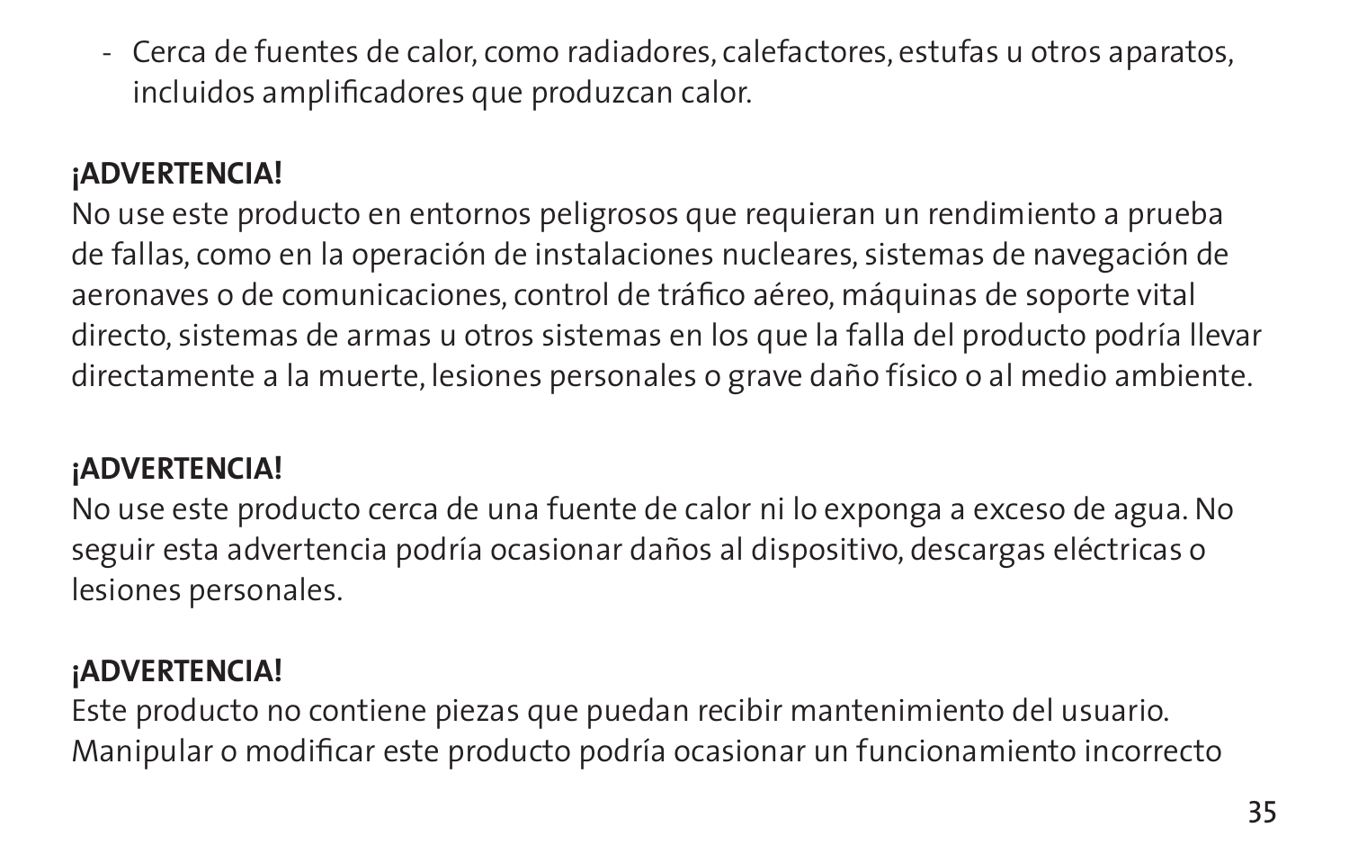- Cerca de fuentes de calor, como radiadores, calefactores, estufas u otros aparatos, incluidos amplificadores que produzcan calor.

**¡ADVERTENCIA!**
No use este producto en entornos peligrosos que requieran un rendimiento a prueba de fallas, como en la operación de instalaciones nucleares, sistemas de navegación de aeronaves o de comunicaciones, control de tráfico aéreo, máquinas de soporte vital directo, sistemas de armas u otros sistemas en los que la falla del producto podría llevar directamente a la muerte, lesiones personales o grave daño físico o al medio ambiente.

**¡ADVERTENCIA!**
No use este producto cerca de una fuente de calor ni lo exponga a exceso de agua. No seguir esta advertencia podría ocasionar daños al dispositivo, descargas eléctricas o lesiones personales.

**¡ADVERTENCIA!**
Este producto no contiene piezas que puedan recibir mantenimiento del usuario. Manipular o modificar este producto podría ocasionar un funcionamiento incorrecto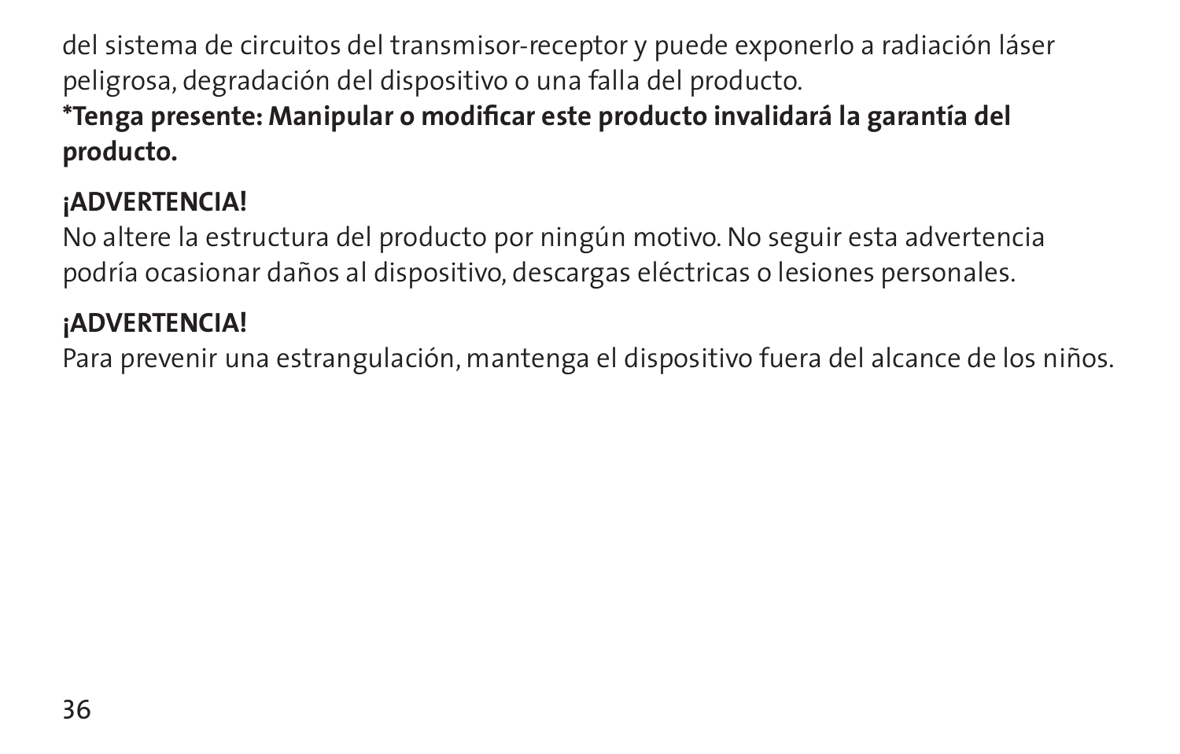del sistema de circuitos del transmisor-receptor y puede exponerlo a radiación láser peligrosa, degradación del dispositivo o una falla del producto.
**\*Tenga presente: Manipular o modificar este producto invalidará la garantía del producto.**

**¡ADVERTENCIA!**
No altere la estructura del producto por ningún motivo. No seguir esta advertencia podría ocasionar daños al dispositivo, descargas eléctricas o lesiones personales.

**¡ADVERTENCIA!**
Para prevenir una estrangulación, mantenga el dispositivo fuera del alcance de los niños.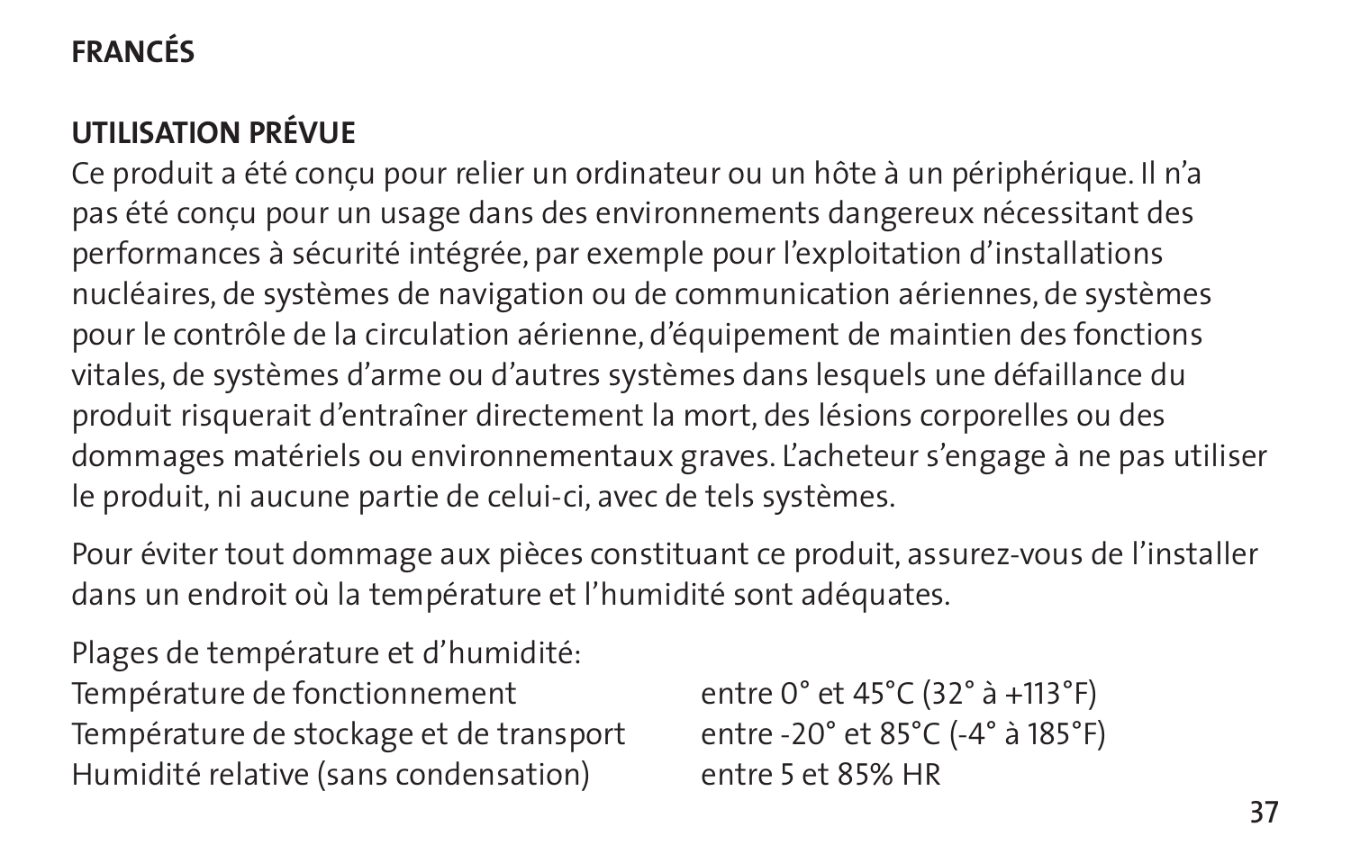## FRANCÉS

### UTILISATION PRÉVUE

Ce produit a été conçu pour relier un ordinateur ou un hôte à un périphérique. Il n'a pas été conçu pour un usage dans des environnements dangereux nécessitant des performances à sécurité intégrée, par exemple pour l'exploitation d'installations nucléaires, de systèmes de navigation ou de communication aériennes, de systèmes pour le contrôle de la circulation aérienne, d'équipement de maintien des fonctions vitales, de systèmes d'arme ou d'autres systèmes dans lesquels une défaillance du produit risquerait d'entraîner directement la mort, des lésions corporelles ou des dommages matériels ou environnementaux graves. L'acheteur s'engage à ne pas utiliser le produit, ni aucune partie de celui-ci, avec de tels systèmes.

Pour éviter tout dommage aux pièces constituant ce produit, assurez-vous de l'installer dans un endroit où la température et l'humidité sont adéquates.

Plages de température et d'humidité:

| | |
|---|---|
| Température de fonctionnement | entre 0° et 45°C (32° à +113°F) |
| Température de stockage et de transport | entre -20° et 85°C (-4° à 185°F) |
| Humidité relative (sans condensation) | entre 5 et 85% HR |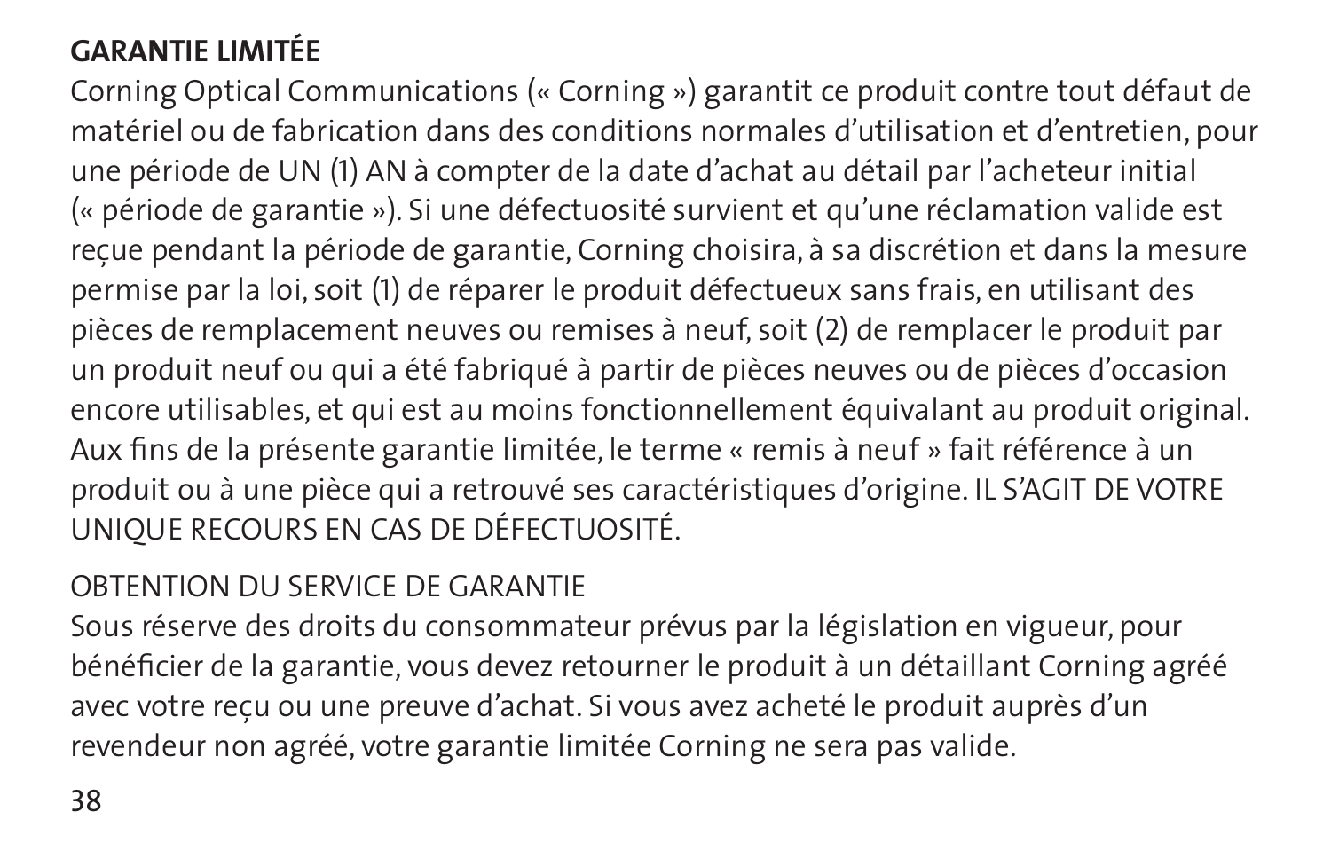## GARANTIE LIMITÉE

Corning Optical Communications (« Corning ») garantit ce produit contre tout défaut de matériel ou de fabrication dans des conditions normales d'utilisation et d'entretien, pour une période de UN (1) AN à compter de la date d'achat au détail par l'acheteur initial (« période de garantie »). Si une défectuosité survient et qu'une réclamation valide est reçue pendant la période de garantie, Corning choisira, à sa discrétion et dans la mesure permise par la loi, soit (1) de réparer le produit défectueux sans frais, en utilisant des pièces de remplacement neuves ou remises à neuf, soit (2) de remplacer le produit par un produit neuf ou qui a été fabriqué à partir de pièces neuves ou de pièces d'occasion encore utilisables, et qui est au moins fonctionnellement équivalant au produit original. Aux fins de la présente garantie limitée, le terme « remis à neuf » fait référence à un produit ou à une pièce qui a retrouvé ses caractéristiques d'origine. IL S'AGIT DE VOTRE UNIQUE RECOURS EN CAS DE DÉFECTUOSITÉ.

OBTENTION DU SERVICE DE GARANTIE

Sous réserve des droits du consommateur prévus par la législation en vigueur, pour bénéficier de la garantie, vous devez retourner le produit à un détaillant Corning agréé avec votre reçu ou une preuve d'achat. Si vous avez acheté le produit auprès d'un revendeur non agréé, votre garantie limitée Corning ne sera pas valide.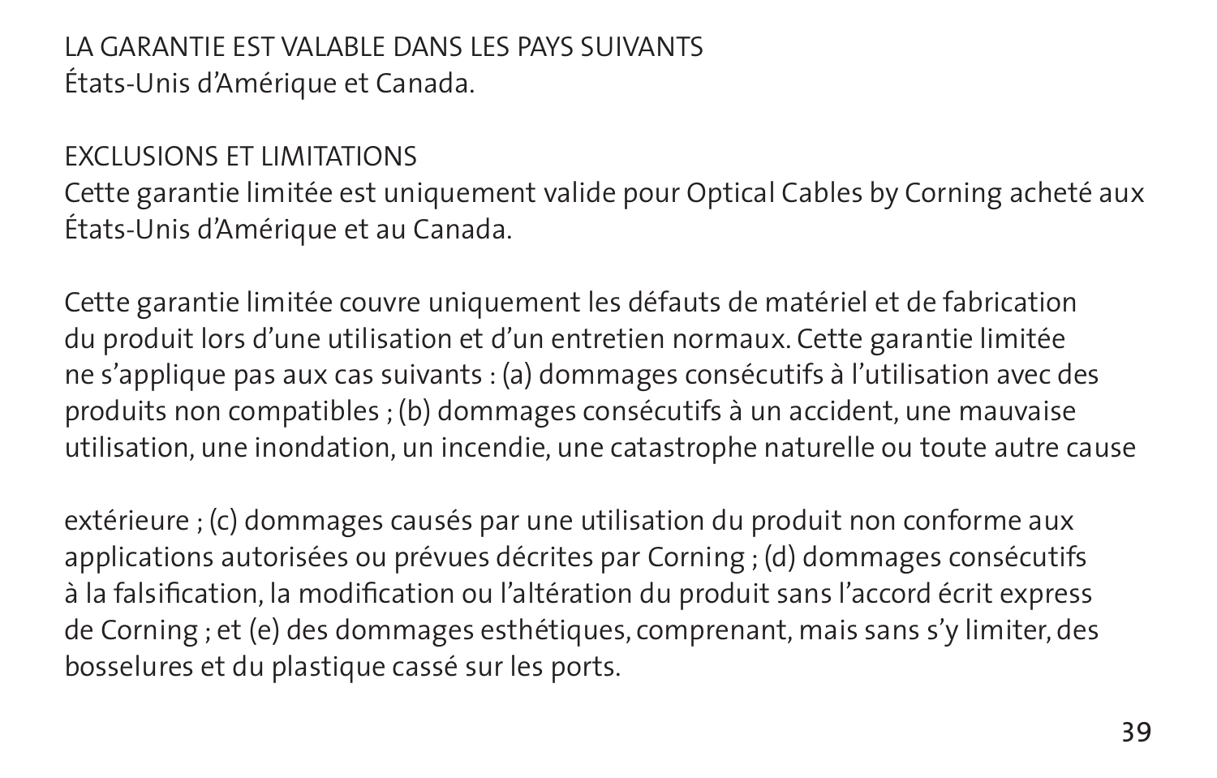LA GARANTIE EST VALABLE DANS LES PAYS SUIVANTS
États-Unis d'Amérique et Canada.

EXCLUSIONS ET LIMITATIONS
Cette garantie limitée est uniquement valide pour Optical Cables by Corning acheté aux États-Unis d'Amérique et au Canada.

Cette garantie limitée couvre uniquement les défauts de matériel et de fabrication du produit lors d'une utilisation et d'un entretien normaux. Cette garantie limitée ne s'applique pas aux cas suivants : (a) dommages consécutifs à l'utilisation avec des produits non compatibles ; (b) dommages consécutifs à un accident, une mauvaise utilisation, une inondation, un incendie, une catastrophe naturelle ou toute autre cause

extérieure ; (c) dommages causés par une utilisation du produit non conforme aux applications autorisées ou prévues décrites par Corning ; (d) dommages consécutifs à la falsification, la modification ou l'altération du produit sans l'accord écrit express de Corning ; et (e) des dommages esthétiques, comprenant, mais sans s'y limiter, des bosselures et du plastique cassé sur les ports.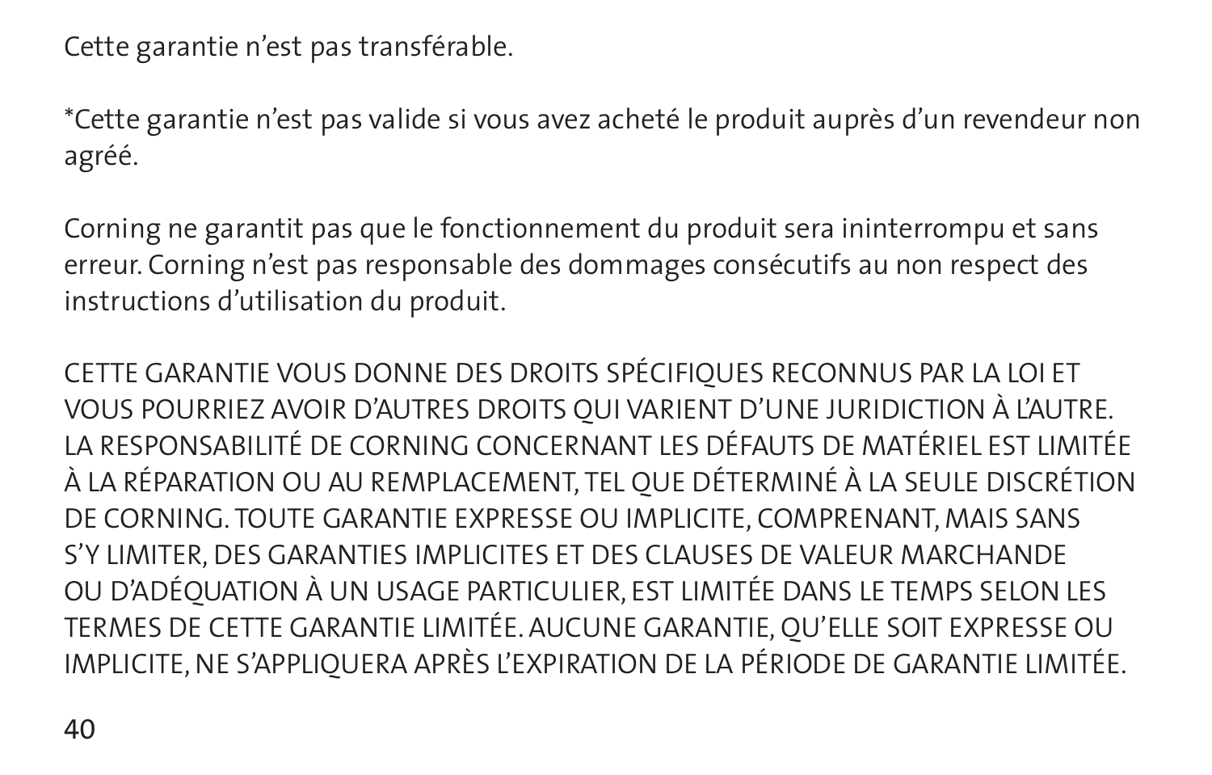Cette garantie n'est pas transférable.

*Cette garantie n'est pas valide si vous avez acheté le produit auprès d'un revendeur non agréé.

Corning ne garantit pas que le fonctionnement du produit sera ininterrompu et sans erreur. Corning n'est pas responsable des dommages consécutifs au non respect des instructions d'utilisation du produit.

CETTE GARANTIE VOUS DONNE DES DROITS SPÉCIFIQUES RECONNUS PAR LA LOI ET VOUS POURRIEZ AVOIR D'AUTRES DROITS QUI VARIENT D'UNE JURIDICTION À L'AUTRE. LA RESPONSABILITÉ DE CORNING CONCERNANT LES DÉFAUTS DE MATÉRIEL EST LIMITÉE À LA RÉPARATION OU AU REMPLACEMENT, TEL QUE DÉTERMINÉ À LA SEULE DISCRÉTION DE CORNING. TOUTE GARANTIE EXPRESSE OU IMPLICITE, COMPRENANT, MAIS SANS S'Y LIMITER, DES GARANTIES IMPLICITES ET DES CLAUSES DE VALEUR MARCHANDE OU D'ADÉQUATION À UN USAGE PARTICULIER, EST LIMITÉE DANS LE TEMPS SELON LES TERMES DE CETTE GARANTIE LIMITÉE. AUCUNE GARANTIE, QU'ELLE SOIT EXPRESSE OU IMPLICITE, NE S'APPLIQUERA APRÈS L'EXPIRATION DE LA PÉRIODE DE GARANTIE LIMITÉE.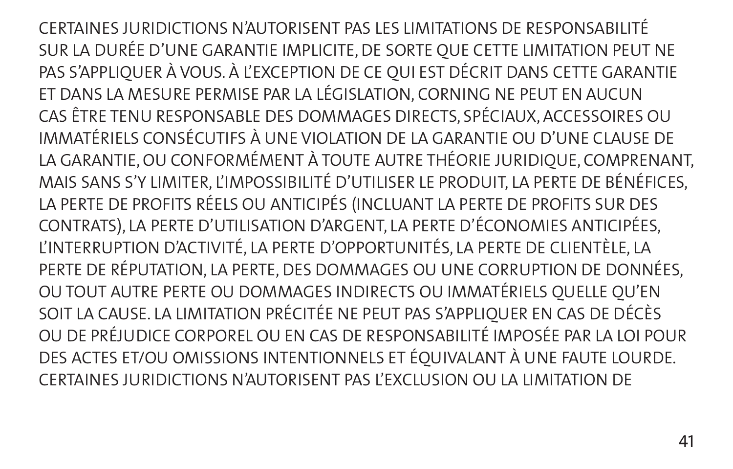CERTAINES JURIDICTIONS N'AUTORISENT PAS LES LIMITATIONS DE RESPONSABILITÉ SUR LA DURÉE D'UNE GARANTIE IMPLICITE, DE SORTE QUE CETTE LIMITATION PEUT NE PAS S'APPLIQUER À VOUS. À L'EXCEPTION DE CE QUI EST DÉCRIT DANS CETTE GARANTIE ET DANS LA MESURE PERMISE PAR LA LÉGISLATION, CORNING NE PEUT EN AUCUN CAS ÊTRE TENU RESPONSABLE DES DOMMAGES DIRECTS, SPÉCIAUX, ACCESSOIRES OU IMMATÉRIELS CONSÉCUTIFS À UNE VIOLATION DE LA GARANTIE OU D'UNE CLAUSE DE LA GARANTIE, OU CONFORMÉMENT À TOUTE AUTRE THÉORIE JURIDIQUE, COMPRENANT, MAIS SANS S'Y LIMITER, L'IMPOSSIBILITÉ D'UTILISER LE PRODUIT, LA PERTE DE BÉNÉFICES, LA PERTE DE PROFITS RÉELS OU ANTICIPÉS (INCLUANT LA PERTE DE PROFITS SUR DES CONTRATS), LA PERTE D'UTILISATION D'ARGENT, LA PERTE D'ÉCONOMIES ANTICIPÉES, L'INTERRUPTION D'ACTIVITÉ, LA PERTE D'OPPORTUNITÉS, LA PERTE DE CLIENTÈLE, LA PERTE DE RÉPUTATION, LA PERTE, DES DOMMAGES OU UNE CORRUPTION DE DONNÉES, OU TOUT AUTRE PERTE OU DOMMAGES INDIRECTS OU IMMATÉRIELS QUELLE QU'EN SOIT LA CAUSE. LA LIMITATION PRÉCITÉE NE PEUT PAS S'APPLIQUER EN CAS DE DÉCÈS OU DE PRÉJUDICE CORPOREL OU EN CAS DE RESPONSABILITÉ IMPOSÉE PAR LA LOI POUR DES ACTES ET/OU OMISSIONS INTENTIONNELS ET ÉQUIVALANT À UNE FAUTE LOURDE. CERTAINES JURIDICTIONS N'AUTORISENT PAS L'EXCLUSION OU LA LIMITATION DE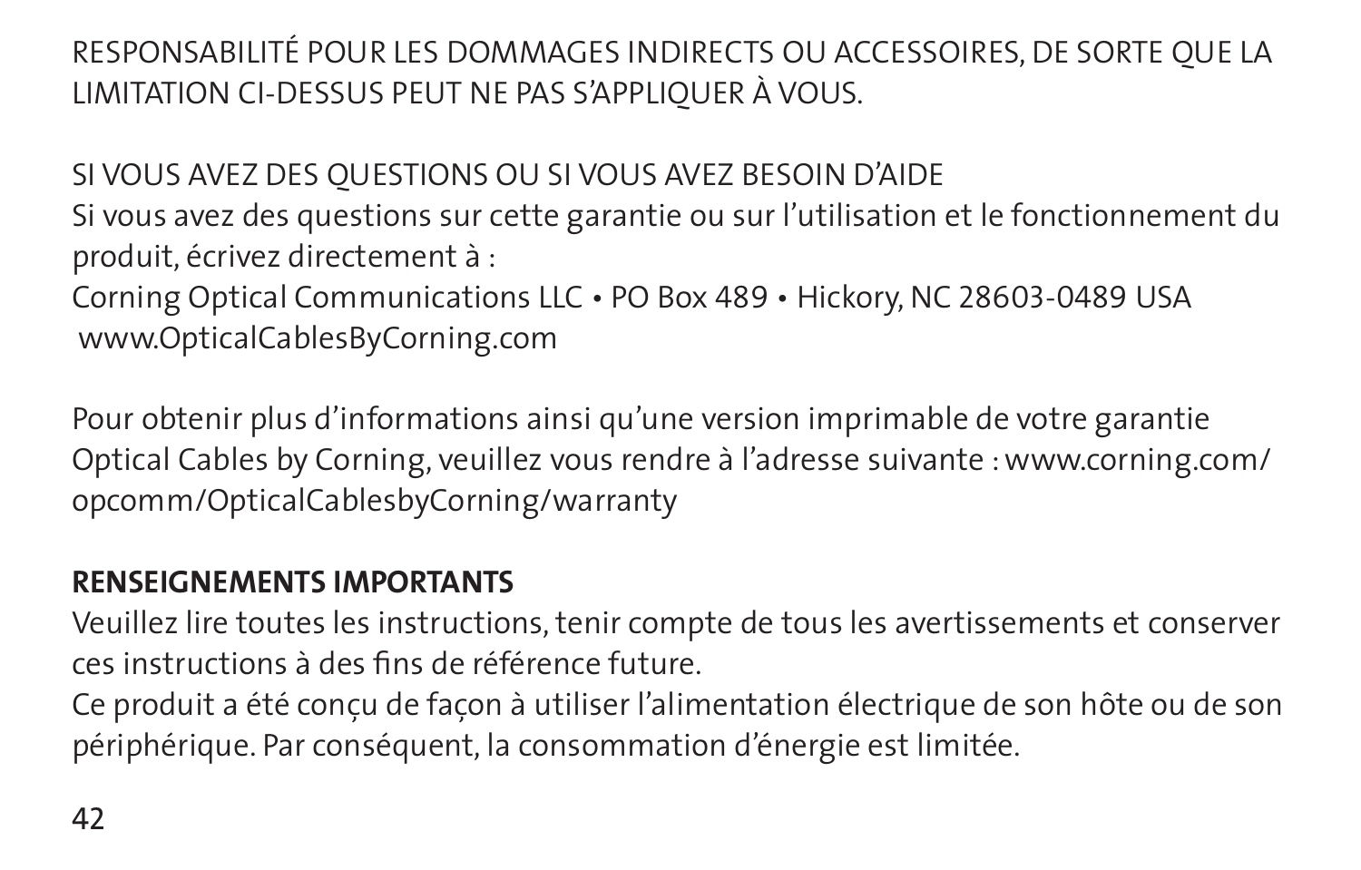RESPONSABILITÉ POUR LES DOMMAGES INDIRECTS OU ACCESSOIRES, DE SORTE QUE LA LIMITATION CI-DESSUS PEUT NE PAS S'APPLIQUER À VOUS.

SI VOUS AVEZ DES QUESTIONS OU SI VOUS AVEZ BESOIN D'AIDE
Si vous avez des questions sur cette garantie ou sur l'utilisation et le fonctionnement du produit, écrivez directement à :
Corning Optical Communications LLC • PO Box 489 • Hickory, NC 28603-0489 USA
www.OpticalCablesByCorning.com

Pour obtenir plus d'informations ainsi qu'une version imprimable de votre garantie Optical Cables by Corning, veuillez vous rendre à l'adresse suivante : www.corning.com/opcomm/OpticalCablesbyCorning/warranty

**RENSEIGNEMENTS IMPORTANTS**

Veuillez lire toutes les instructions, tenir compte de tous les avertissements et conserver ces instructions à des fins de référence future.
Ce produit a été conçu de façon à utiliser l'alimentation électrique de son hôte ou de son périphérique. Par conséquent, la consommation d'énergie est limitée.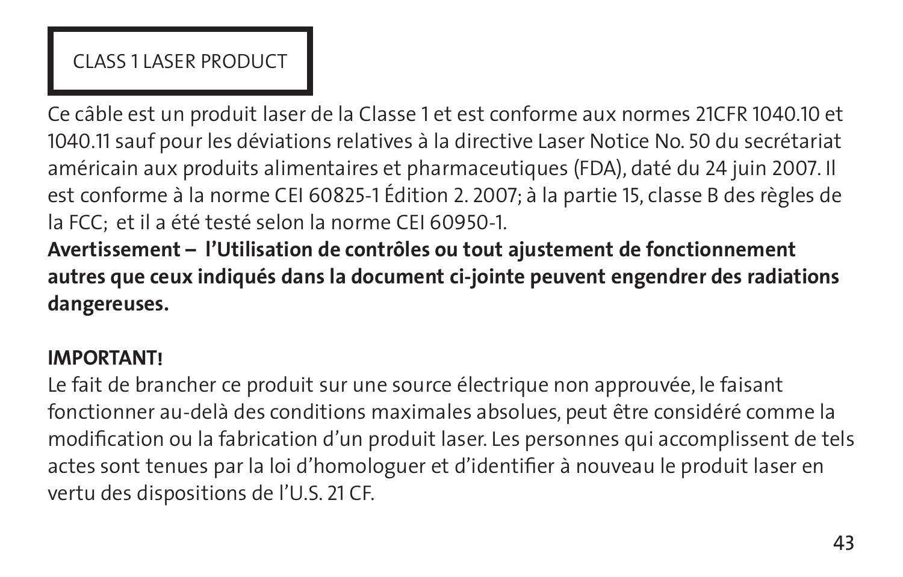CLASS 1 LASER PRODUCT

Ce câble est un produit laser de la Classe 1 et est conforme aux normes 21CFR 1040.10 et 1040.11 sauf pour les déviations relatives à la directive Laser Notice No. 50 du secrétariat américain aux produits alimentaires et pharmaceutiques (FDA), daté du 24 juin 2007. Il est conforme à la norme CEI 60825-1 Édition 2. 2007; à la partie 15, classe B des règles de la FCC; et il a été testé selon la norme CEI 60950-1.

**Avertissement – l'Utilisation de contrôles ou tout ajustement de fonctionnement autres que ceux indiqués dans la document ci-jointe peuvent engendrer des radiations dangereuses.**

**IMPORTANT!**

Le fait de brancher ce produit sur une source électrique non approuvée, le faisant fonctionner au-delà des conditions maximales absolues, peut être considéré comme la modification ou la fabrication d'un produit laser. Les personnes qui accomplissent de tels actes sont tenues par la loi d'homologuer et d'identifier à nouveau le produit laser en vertu des dispositions de l'U.S. 21 CF.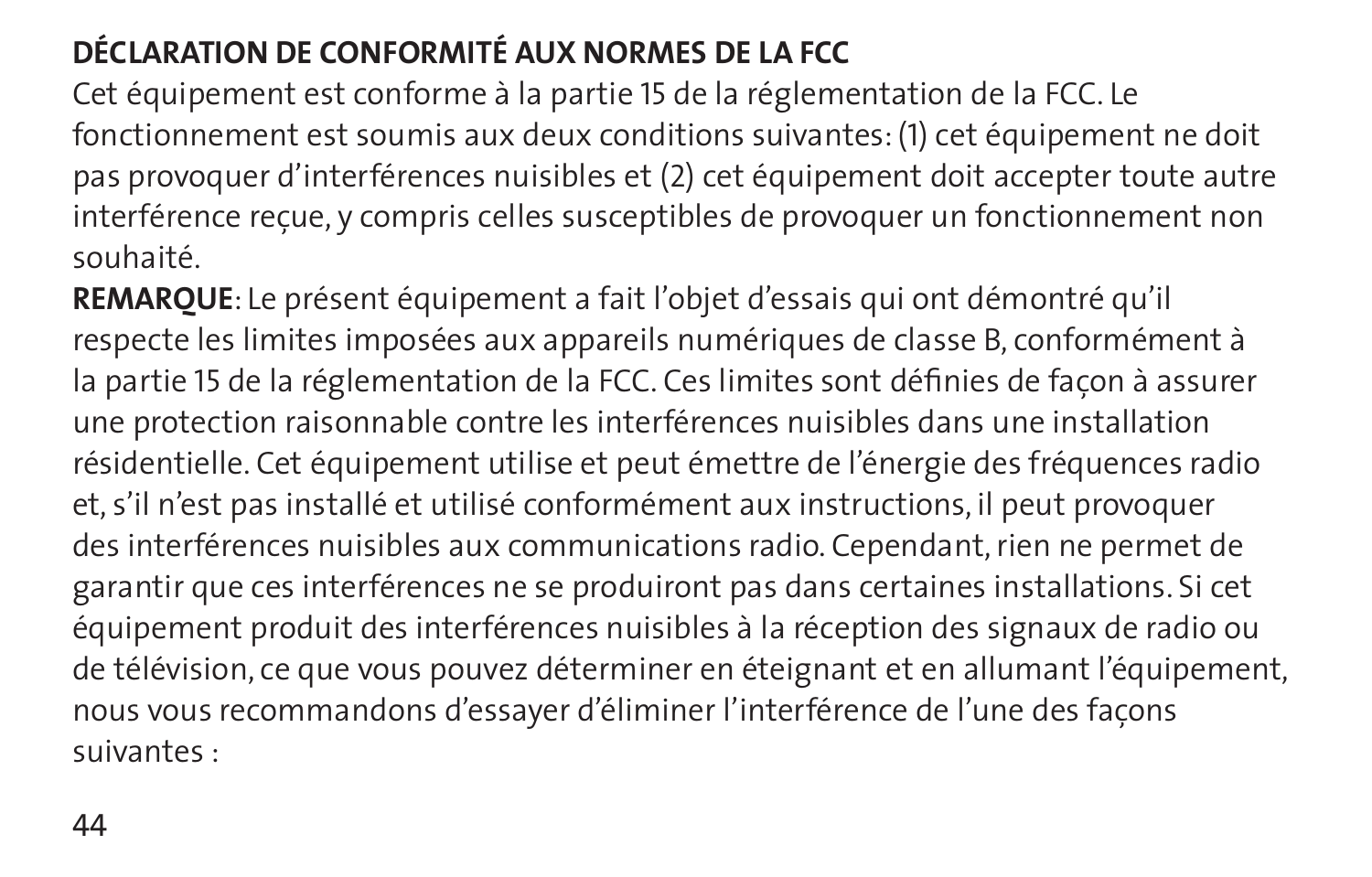## DÉCLARATION DE CONFORMITÉ AUX NORMES DE LA FCC

Cet équipement est conforme à la partie 15 de la réglementation de la FCC. Le fonctionnement est soumis aux deux conditions suivantes: (1) cet équipement ne doit pas provoquer d'interférences nuisibles et (2) cet équipement doit accepter toute autre interférence reçue, y compris celles susceptibles de provoquer un fonctionnement non souhaité.

**REMARQUE**: Le présent équipement a fait l'objet d'essais qui ont démontré qu'il respecte les limites imposées aux appareils numériques de classe B, conformément à la partie 15 de la réglementation de la FCC. Ces limites sont définies de façon à assurer une protection raisonnable contre les interférences nuisibles dans une installation résidentielle. Cet équipement utilise et peut émettre de l'énergie des fréquences radio et, s'il n'est pas installé et utilisé conformément aux instructions, il peut provoquer des interférences nuisibles aux communications radio. Cependant, rien ne permet de garantir que ces interférences ne se produiront pas dans certaines installations. Si cet équipement produit des interférences nuisibles à la réception des signaux de radio ou de télévision, ce que vous pouvez déterminer en éteignant et en allumant l'équipement, nous vous recommandons d'essayer d'éliminer l'interférence de l'une des façons suivantes :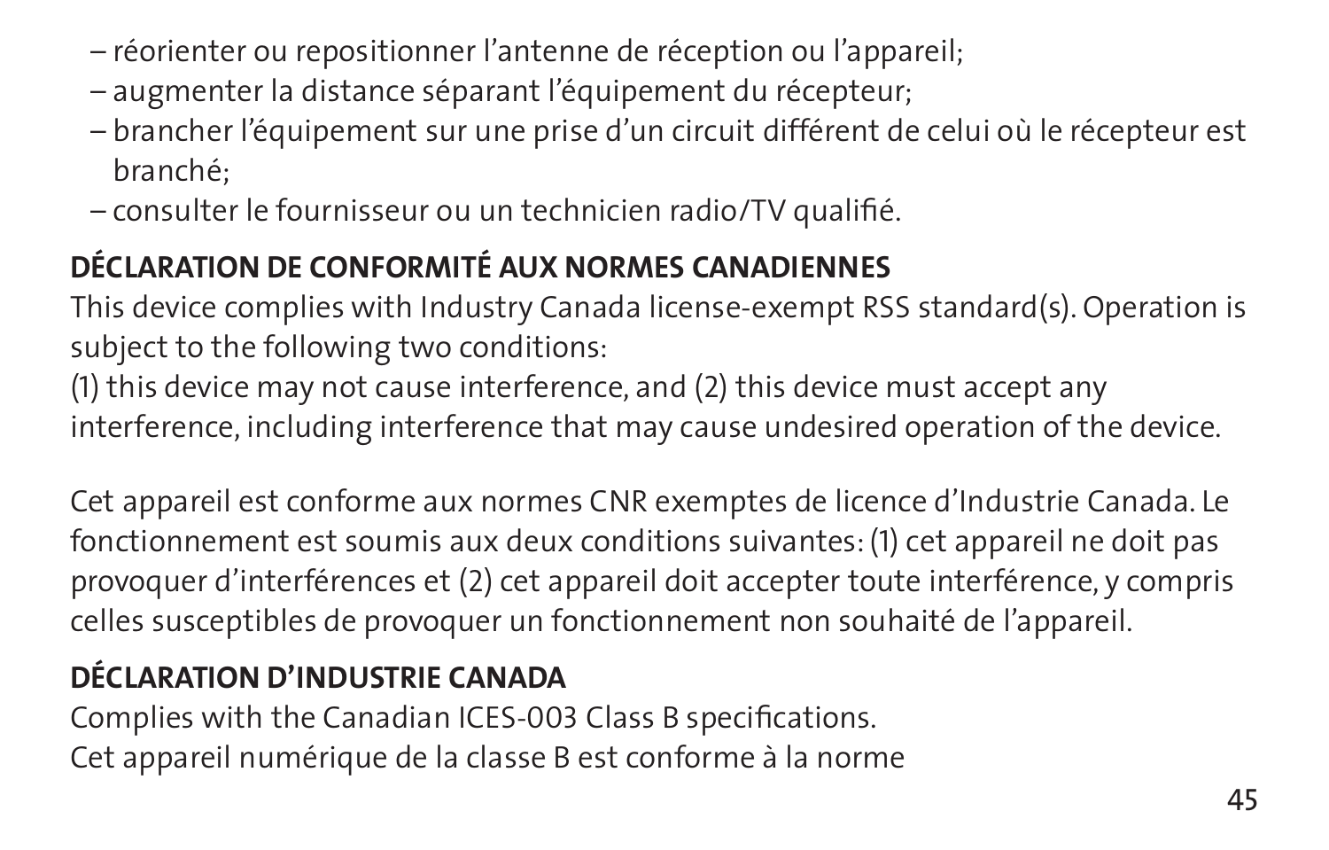- réorienter ou repositionner l’antenne de réception ou l’appareil;
- augmenter la distance séparant l’équipement du récepteur;
- brancher l’équipement sur une prise d’un circuit différent de celui où le récepteur est branché;
- consulter le fournisseur ou un technicien radio/TV qualifié.

**DÉCLARATION DE CONFORMITÉ AUX NORMES CANADIENNES**

This device complies with Industry Canada license-exempt RSS standard(s). Operation is subject to the following two conditions:
(1) this device may not cause interference, and (2) this device must accept any interference, including interference that may cause undesired operation of the device.

Cet appareil est conforme aux normes CNR exemptes de licence d’Industrie Canada. Le fonctionnement est soumis aux deux conditions suivantes: (1) cet appareil ne doit pas provoquer d’interférences et (2) cet appareil doit accepter toute interférence, y compris celles susceptibles de provoquer un fonctionnement non souhaité de l’appareil.

**DÉCLARATION D’INDUSTRIE CANADA**

Complies with the Canadian ICES-003 Class B specifications.
Cet appareil numérique de la classe B est conforme à la norme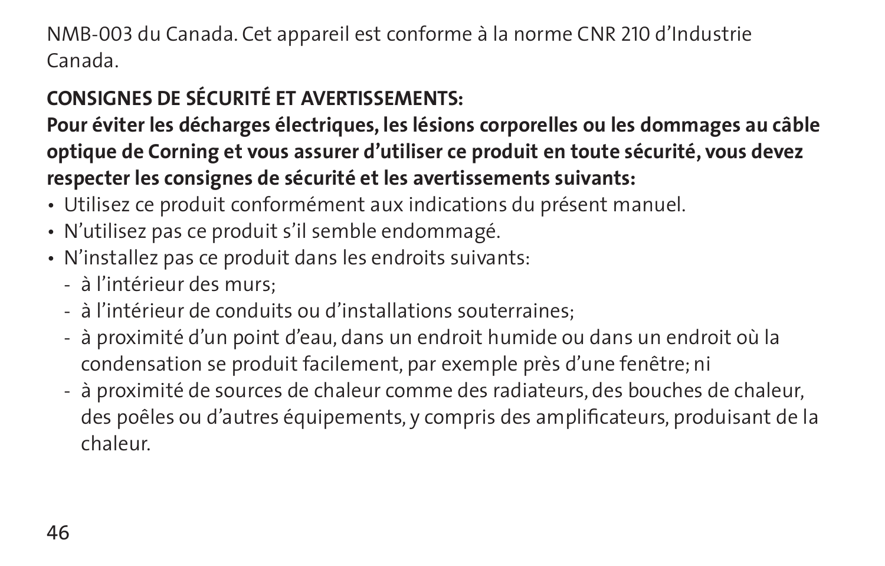NMB-003 du Canada. Cet appareil est conforme à la norme CNR 210 d’Industrie Canada.

**CONSIGNES DE SÉCURITÉ ET AVERTISSEMENTS:**

**Pour éviter les décharges électriques, les lésions corporelles ou les dommages au câble optique de Corning et vous assurer d’utiliser ce produit en toute sécurité, vous devez respecter les consignes de sécurité et les avertissements suivants:**

- Utilisez ce produit conformément aux indications du présent manuel.
- N’utilisez pas ce produit s’il semble endommagé.
- N’installez pas ce produit dans les endroits suivants:
  - à l’intérieur des murs;
  - à l’intérieur de conduits ou d’installations souterraines;
  - à proximité d’un point d’eau, dans un endroit humide ou dans un endroit où la condensation se produit facilement, par exemple près d’une fenêtre; ni
  - à proximité de sources de chaleur comme des radiateurs, des bouches de chaleur, des poêles ou d’autres équipements, y compris des amplificateurs, produisant de la chaleur.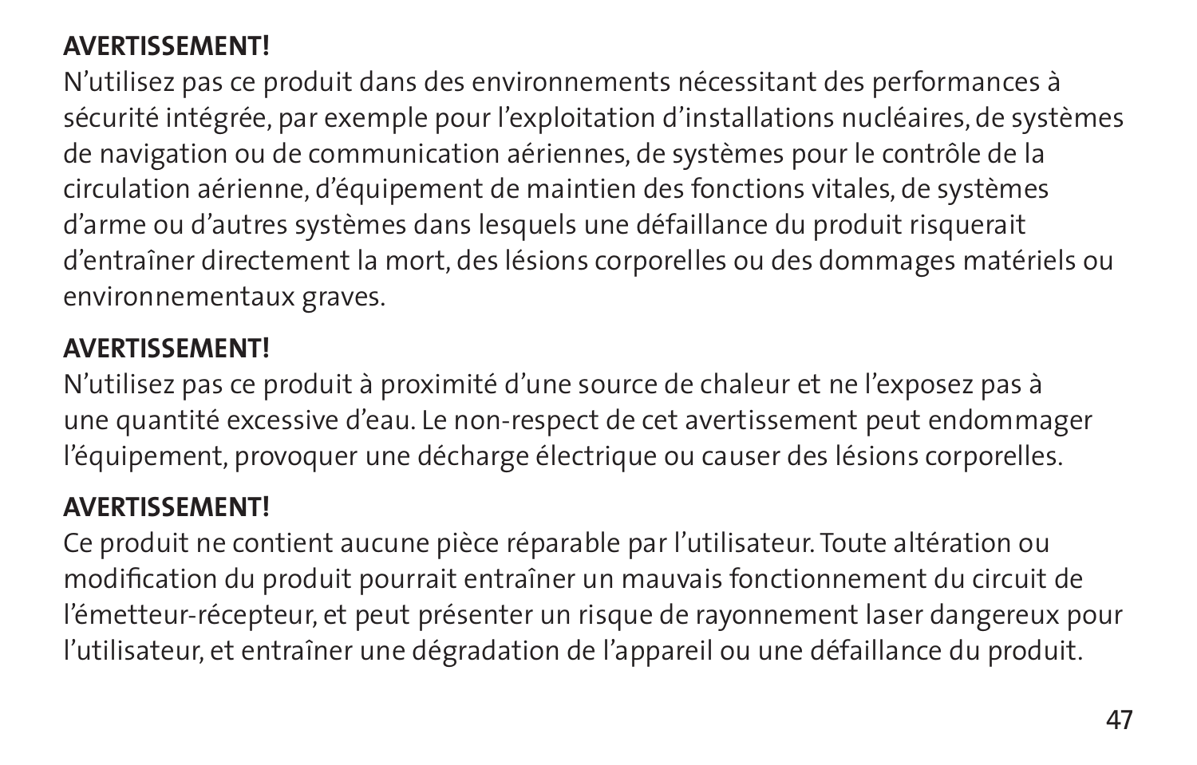**AVERTISSEMENT!**

N’utilisez pas ce produit dans des environnements nécessitant des performances à sécurité intégrée, par exemple pour l’exploitation d’installations nucléaires, de systèmes de navigation ou de communication aériennes, de systèmes pour le contrôle de la circulation aérienne, d’équipement de maintien des fonctions vitales, de systèmes d’arme ou d’autres systèmes dans lesquels une défaillance du produit risquerait d’entraîner directement la mort, des lésions corporelles ou des dommages matériels ou environnementaux graves.

**AVERTISSEMENT!**

N’utilisez pas ce produit à proximité d’une source de chaleur et ne l’exposez pas à une quantité excessive d’eau. Le non-respect de cet avertissement peut endommager l’équipement, provoquer une décharge électrique ou causer des lésions corporelles.

**AVERTISSEMENT!**

Ce produit ne contient aucune pièce réparable par l’utilisateur. Toute altération ou modification du produit pourrait entraîner un mauvais fonctionnement du circuit de l’émetteur-récepteur, et peut présenter un risque de rayonnement laser dangereux pour l’utilisateur, et entraîner une dégradation de l’appareil ou une défaillance du produit.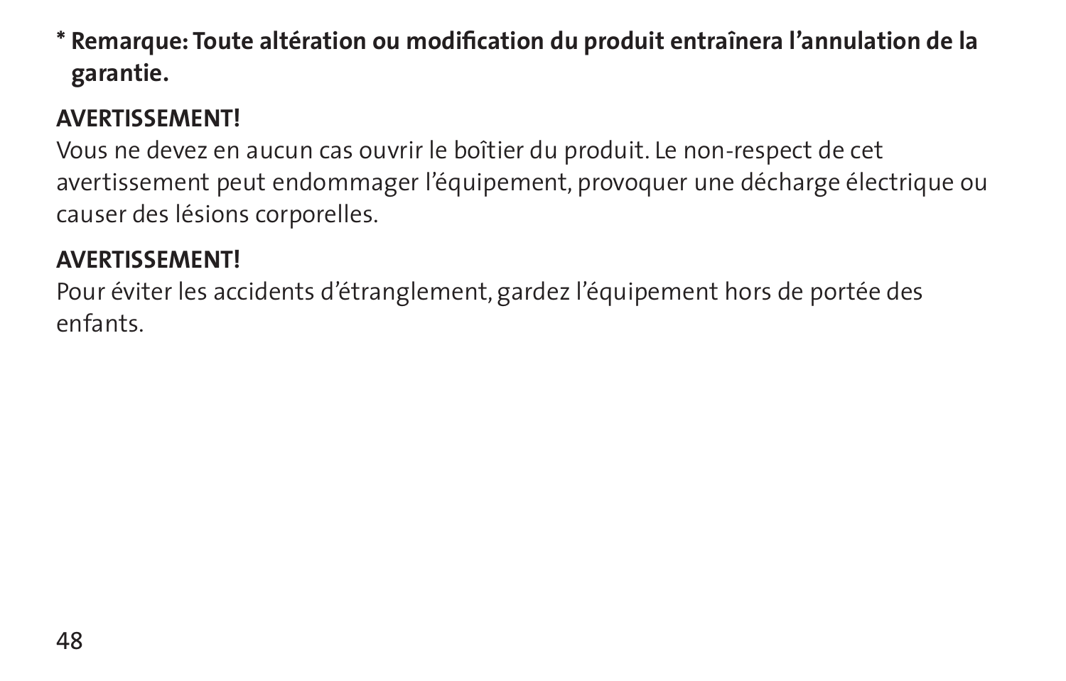**\* Remarque: Toute altération ou modification du produit entraînera l'annulation de la garantie.**

**AVERTISSEMENT!**

Vous ne devez en aucun cas ouvrir le boîtier du produit. Le non-respect de cet avertissement peut endommager l'équipement, provoquer une décharge électrique ou causer des lésions corporelles.

**AVERTISSEMENT!**

Pour éviter les accidents d'étranglement, gardez l'équipement hors de portée des enfants.